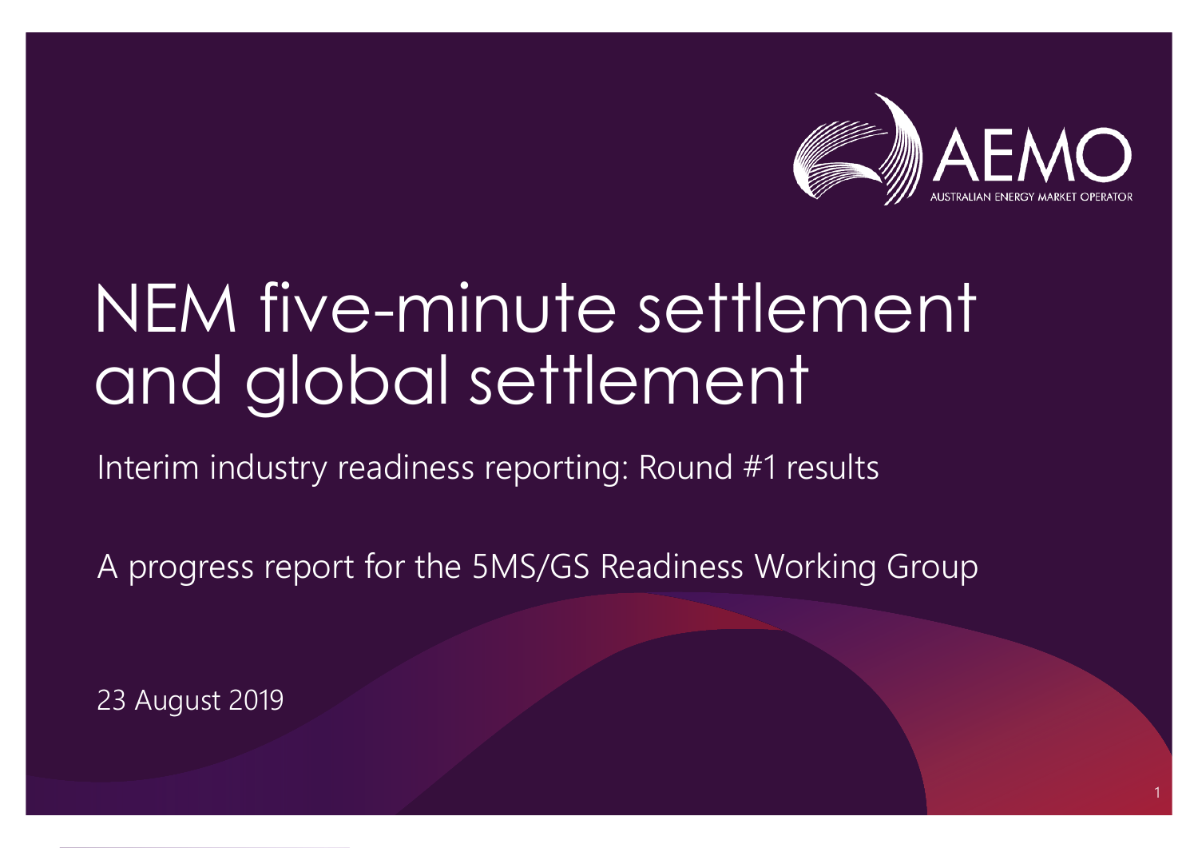# NEM five-minute settlement and global settlement

Interim industry readiness reporting: Round #1 results

A progress report for the 5MS/GS Readiness Working Group

23 August 2019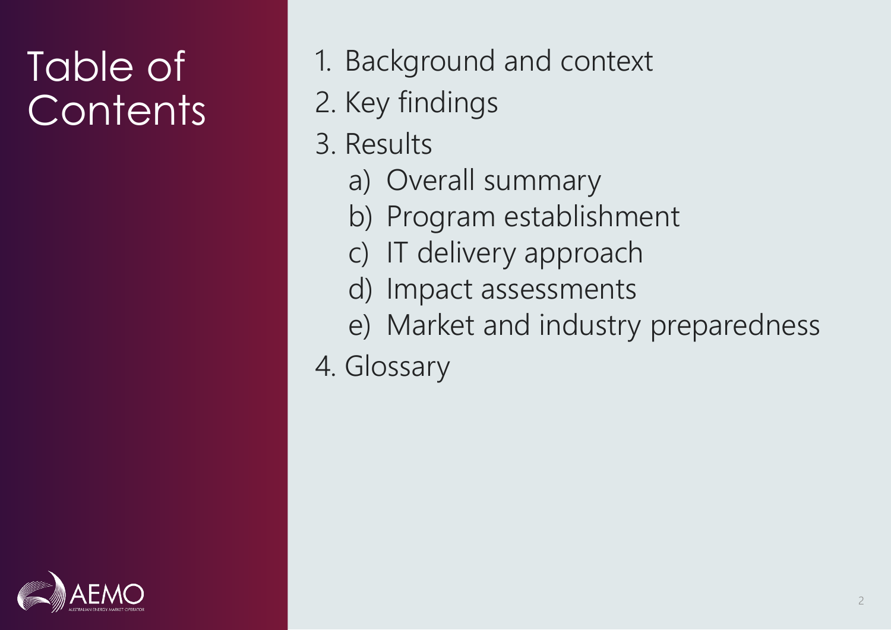# Table of Contents

1. Background and context
2. Key findings
3. Results
   a) Overall summary
   b) Program establishment
   c) IT delivery approach
   d) Impact assessments
   e) Market and industry preparedness
4. Glossary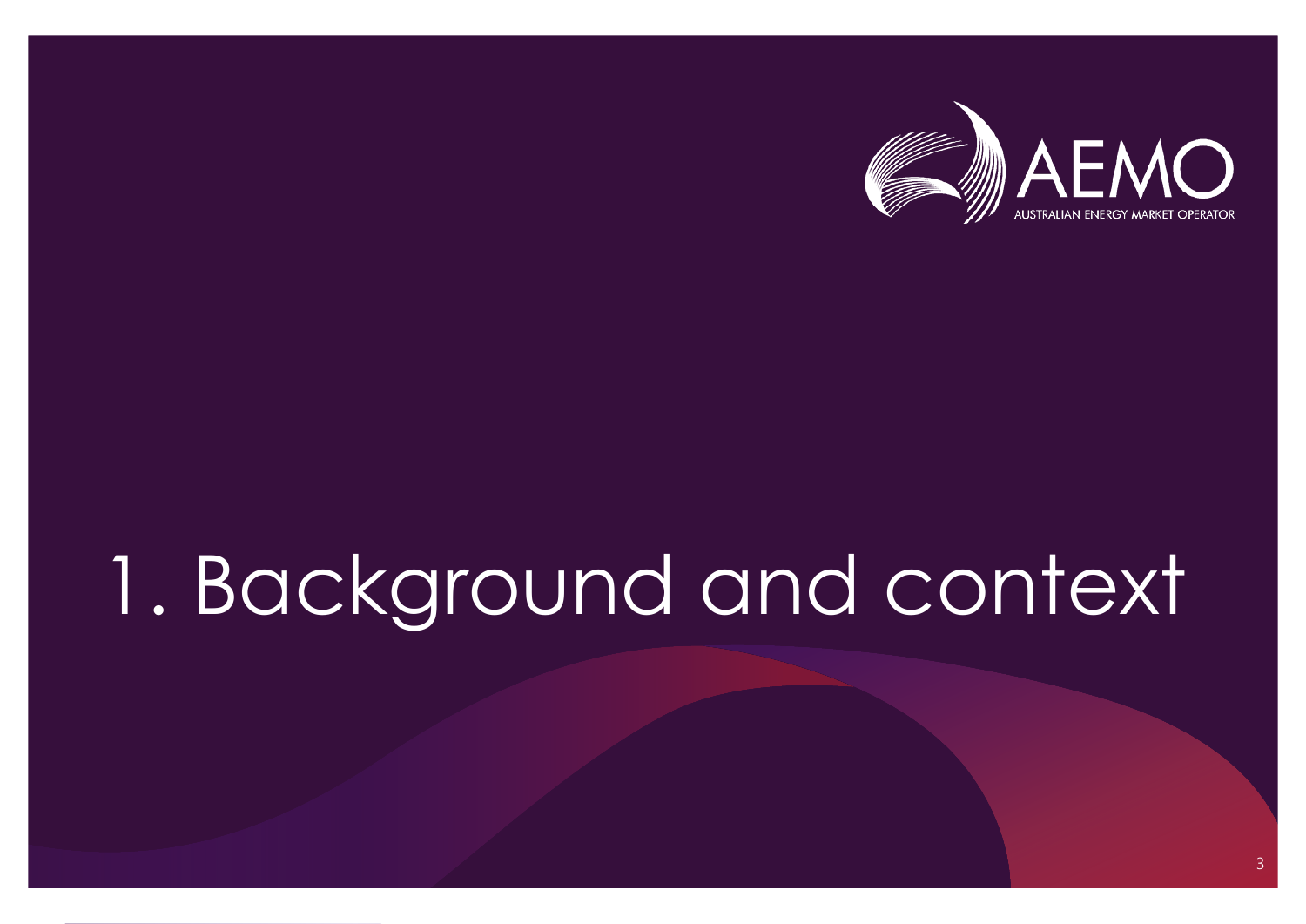# 1. Background and context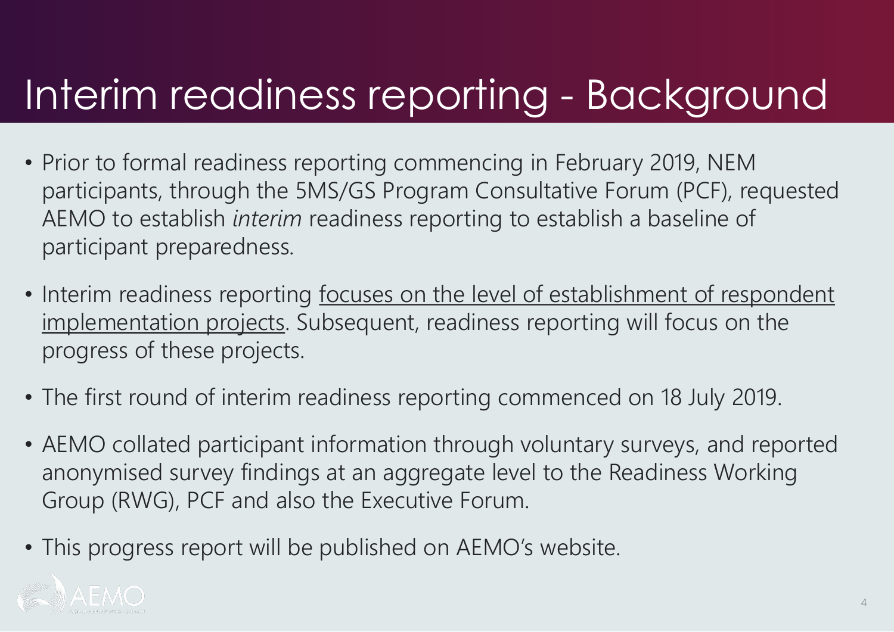# Interim readiness reporting - Background

- Prior to formal readiness reporting commencing in February 2019, NEM participants, through the 5MS/GS Program Consultative Forum (PCF), requested AEMO to establish *interim* readiness reporting to establish a baseline of participant preparedness.
- Interim readiness reporting <u>focuses on the level of establishment of respondent implementation projects</u>. Subsequent, readiness reporting will focus on the progress of these projects.
- The first round of interim readiness reporting commenced on 18 July 2019.
- AEMO collated participant information through voluntary surveys, and reported anonymised survey findings at an aggregate level to the Readiness Working Group (RWG), PCF and also the Executive Forum.
- This progress report will be published on AEMO's website.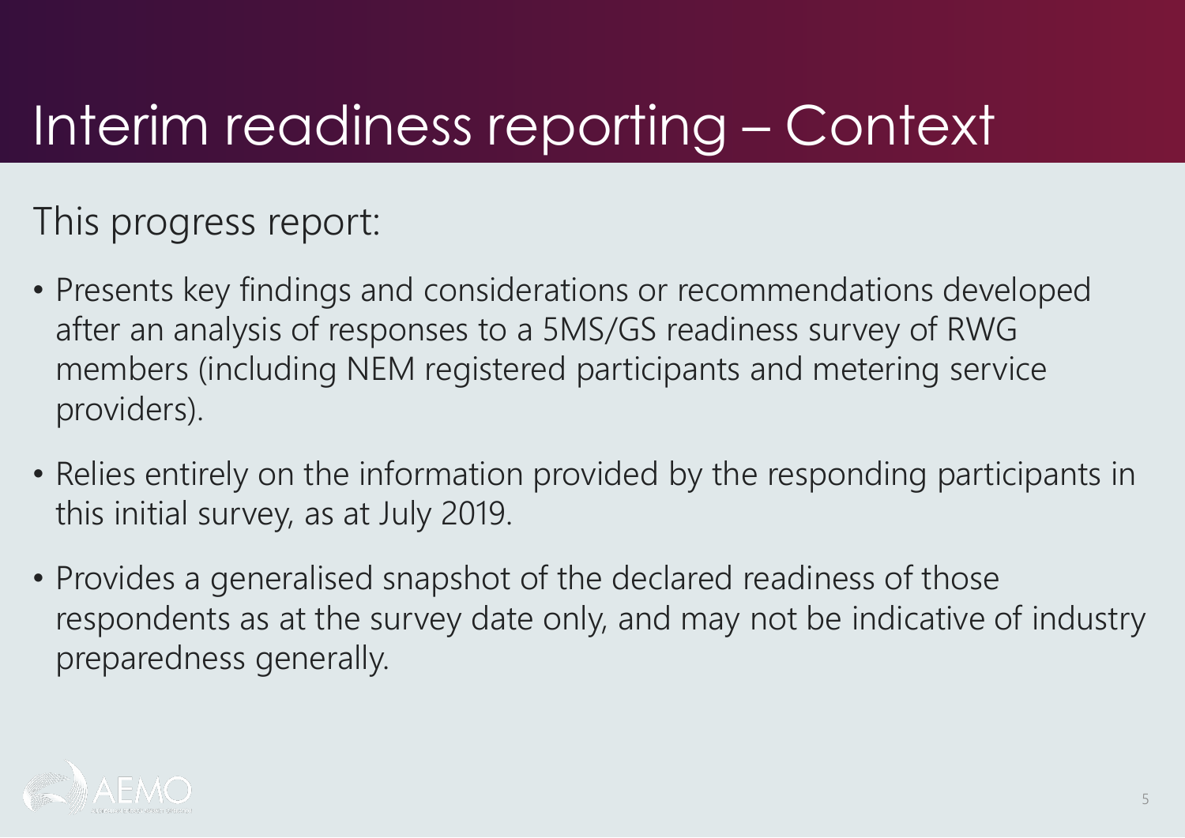# Interim readiness reporting – Context

This progress report:

- Presents key findings and considerations or recommendations developed after an analysis of responses to a 5MS/GS readiness survey of RWG members (including NEM registered participants and metering service providers).
- Relies entirely on the information provided by the responding participants in this initial survey, as at July 2019.
- Provides a generalised snapshot of the declared readiness of those respondents as at the survey date only, and may not be indicative of industry preparedness generally.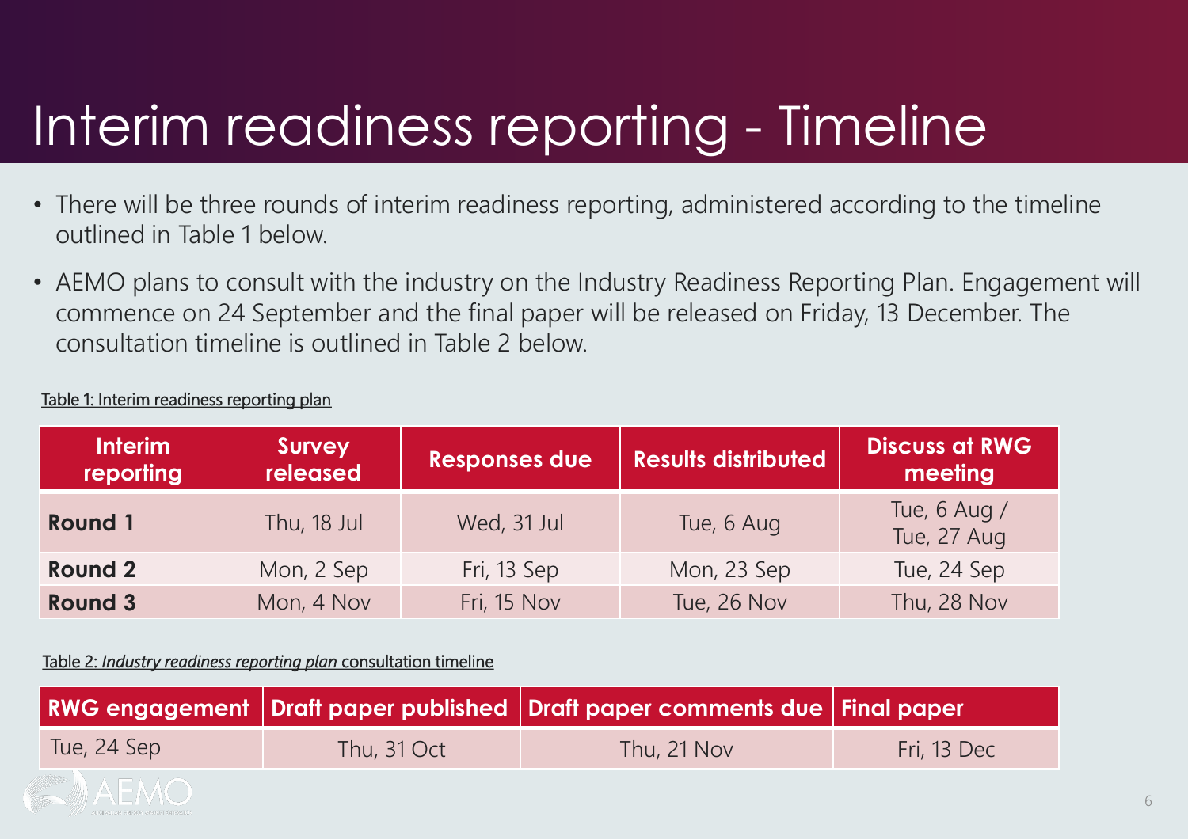# Interim readiness reporting - Timeline

- There will be three rounds of interim readiness reporting, administered according to the timeline outlined in Table 1 below.
- AEMO plans to consult with the industry on the Industry Readiness Reporting Plan. Engagement will commence on 24 September and the final paper will be released on Friday, 13 December. The consultation timeline is outlined in Table 2 below.

Table 1: Interim readiness reporting plan

| Interim reporting | Survey released | Responses due | Results distributed | Discuss at RWG meeting |
|---|---|---|---|---|
| **Round 1** | Thu, 18 Jul | Wed, 31 Jul | Tue, 6 Aug | Tue, 6 Aug / Tue, 27 Aug |
| **Round 2** | Mon, 2 Sep | Fri, 13 Sep | Mon, 23 Sep | Tue, 24 Sep |
| **Round 3** | Mon, 4 Nov | Fri, 15 Nov | Tue, 26 Nov | Thu, 28 Nov |

Table 2: *Industry readiness reporting plan* consultation timeline

| RWG engagement | Draft paper published | Draft paper comments due | Final paper |
|---|---|---|---|
| Tue, 24 Sep | Thu, 31 Oct | Thu, 21 Nov | Fri, 13 Dec |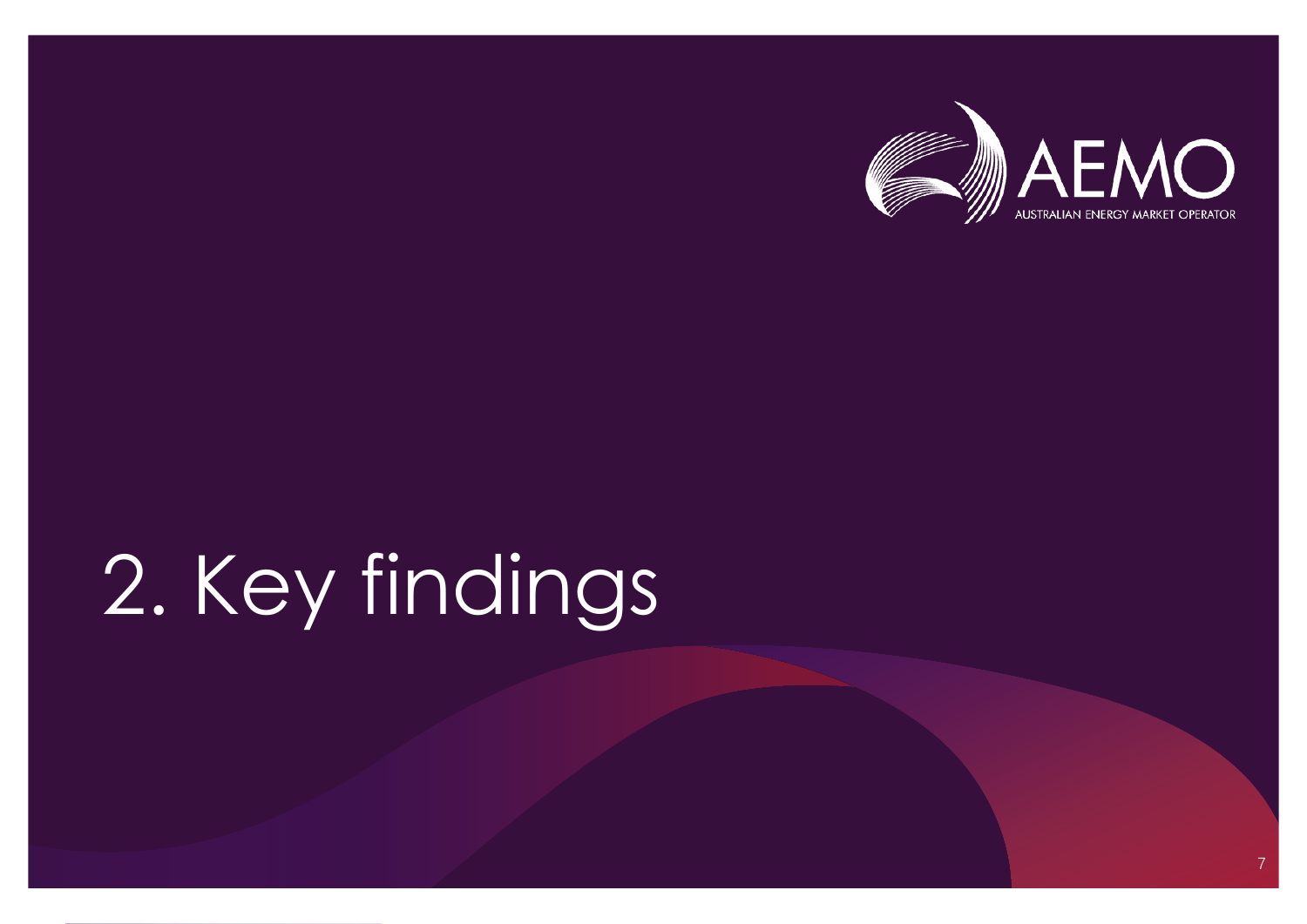# 2. Key findings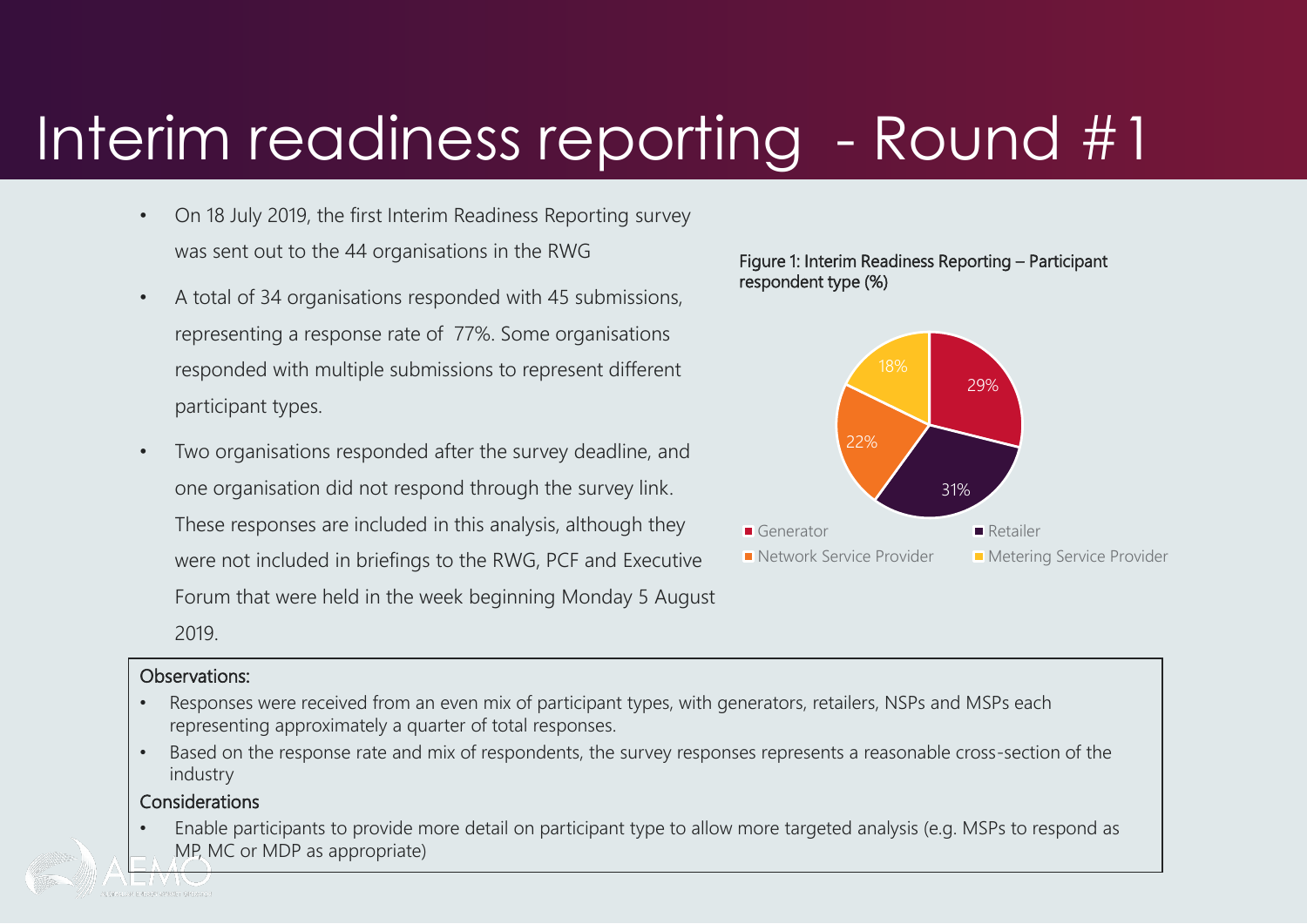# Interim readiness reporting - Round #1

- On 18 July 2019, the first Interim Readiness Reporting survey was sent out to the 44 organisations in the RWG
- A total of 34 organisations responded with 45 submissions, representing a response rate of 77%. Some organisations responded with multiple submissions to represent different participant types.
- Two organisations responded after the survey deadline, and one organisation did not respond through the survey link. These responses are included in this analysis, although they were not included in briefings to the RWG, PCF and Executive Forum that were held in the week beginning Monday 5 August 2019.

Figure 1: Interim Readiness Reporting – Participant respondent type (%)

| Participant type | % |
|---|---|
| Generator | 29% |
| Retailer | 31% |
| Network Service Provider | 22% |
| Metering Service Provider | 18% |

Observations:

- Responses were received from an even mix of participant types, with generators, retailers, NSPs and MSPs each representing approximately a quarter of total responses.
- Based on the response rate and mix of respondents, the survey responses represents a reasonable cross-section of the industry

Considerations

- Enable participants to provide more detail on participant type to allow more targeted analysis (e.g. MSPs to respond as MP, MC or MDP as appropriate)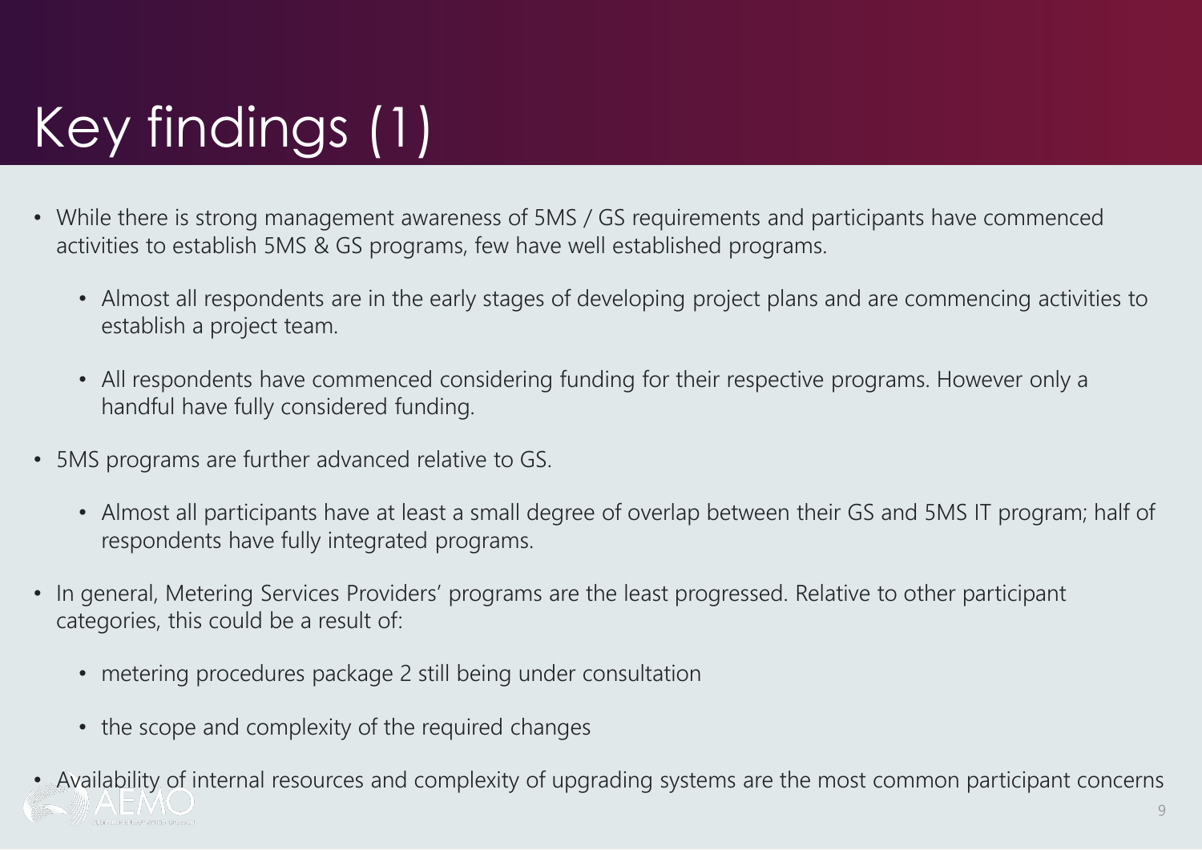# Key findings (1)

- While there is strong management awareness of 5MS / GS requirements and participants have commenced activities to establish 5MS & GS programs, few have well established programs.
  - Almost all respondents are in the early stages of developing project plans and are commencing activities to establish a project team.
  - All respondents have commenced considering funding for their respective programs. However only a handful have fully considered funding.
- 5MS programs are further advanced relative to GS.
  - Almost all participants have at least a small degree of overlap between their GS and 5MS IT program; half of respondents have fully integrated programs.
- In general, Metering Services Providers' programs are the least progressed. Relative to other participant categories, this could be a result of:
  - metering procedures package 2 still being under consultation
  - the scope and complexity of the required changes
- Availability of internal resources and complexity of upgrading systems are the most common participant concerns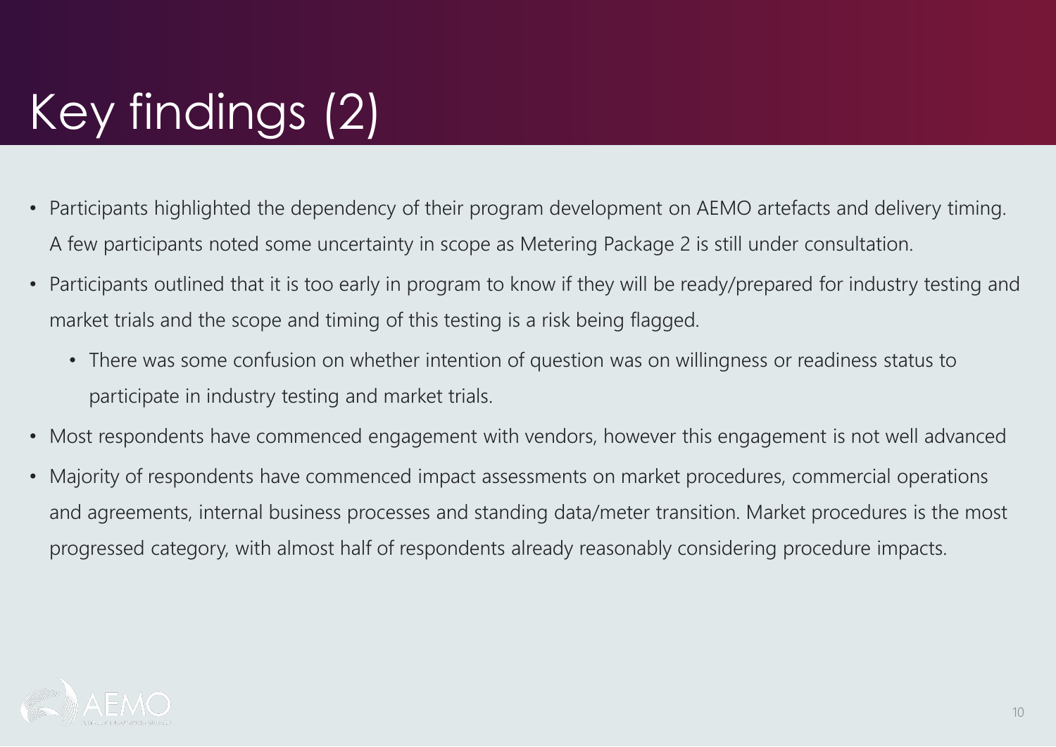# Key findings (2)

- Participants highlighted the dependency of their program development on AEMO artefacts and delivery timing. A few participants noted some uncertainty in scope as Metering Package 2 is still under consultation.
- Participants outlined that it is too early in program to know if they will be ready/prepared for industry testing and market trials and the scope and timing of this testing is a risk being flagged.
  - There was some confusion on whether intention of question was on willingness or readiness status to participate in industry testing and market trials.
- Most respondents have commenced engagement with vendors, however this engagement is not well advanced
- Majority of respondents have commenced impact assessments on market procedures, commercial operations and agreements, internal business processes and standing data/meter transition. Market procedures is the most progressed category, with almost half of respondents already reasonably considering procedure impacts.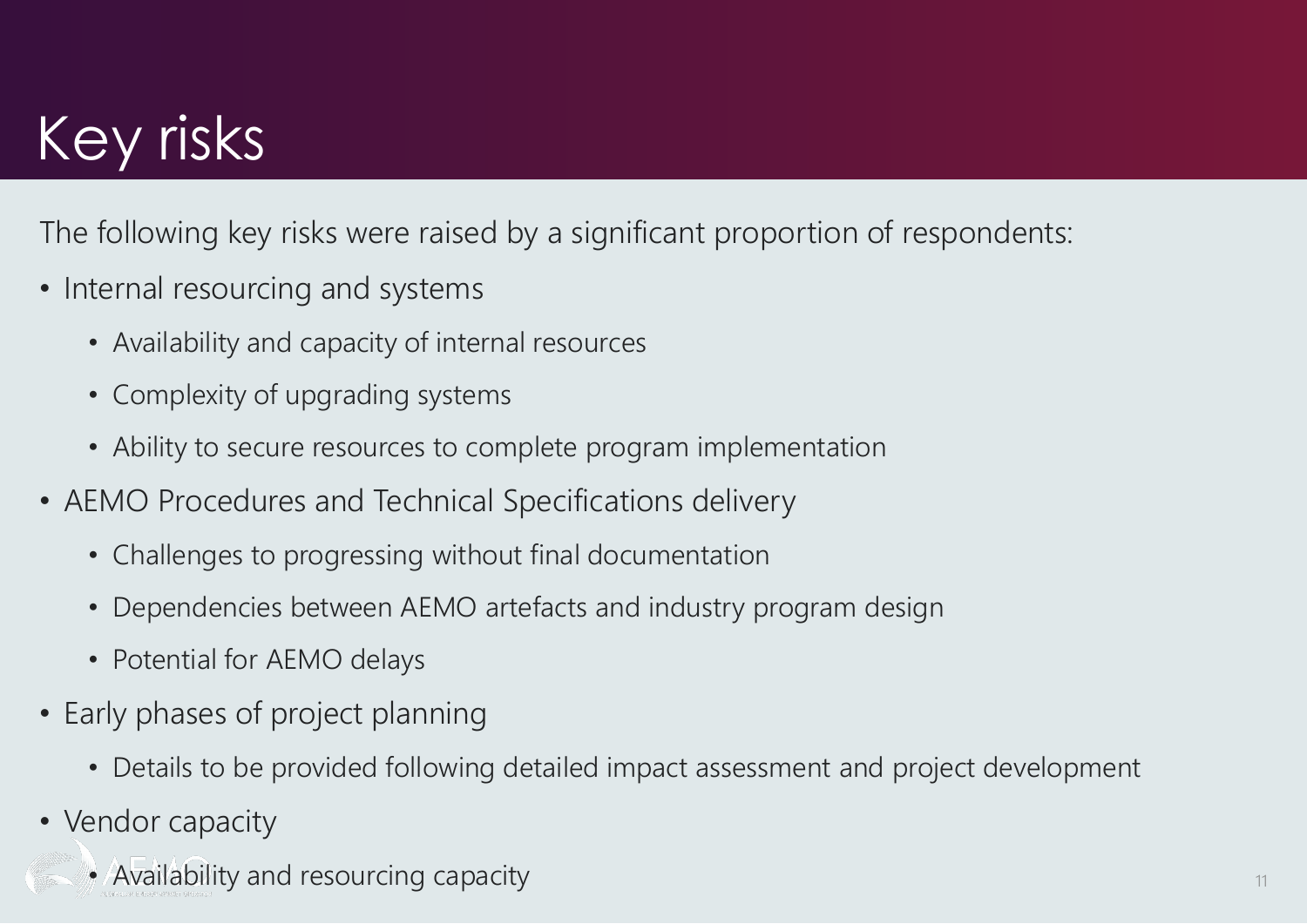# Key risks

The following key risks were raised by a significant proportion of respondents:

- Internal resourcing and systems
  - Availability and capacity of internal resources
  - Complexity of upgrading systems
  - Ability to secure resources to complete program implementation
- AEMO Procedures and Technical Specifications delivery
  - Challenges to progressing without final documentation
  - Dependencies between AEMO artefacts and industry program design
  - Potential for AEMO delays
- Early phases of project planning
  - Details to be provided following detailed impact assessment and project development
- Vendor capacity
  - Availability and resourcing capacity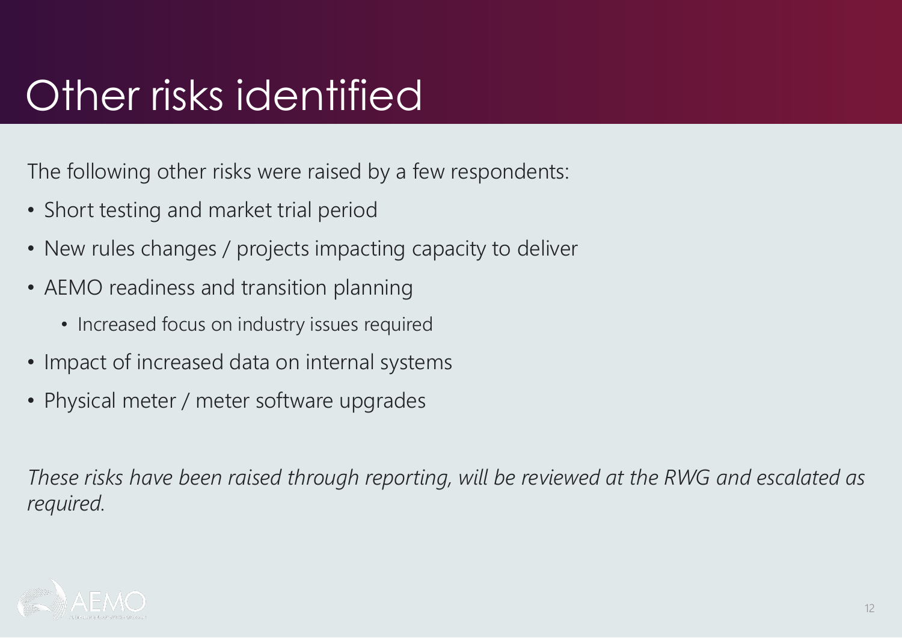# Other risks identified

The following other risks were raised by a few respondents:

- Short testing and market trial period
- New rules changes / projects impacting capacity to deliver
- AEMO readiness and transition planning
  - Increased focus on industry issues required
- Impact of increased data on internal systems
- Physical meter / meter software upgrades

*These risks have been raised through reporting, will be reviewed at the RWG and escalated as required.*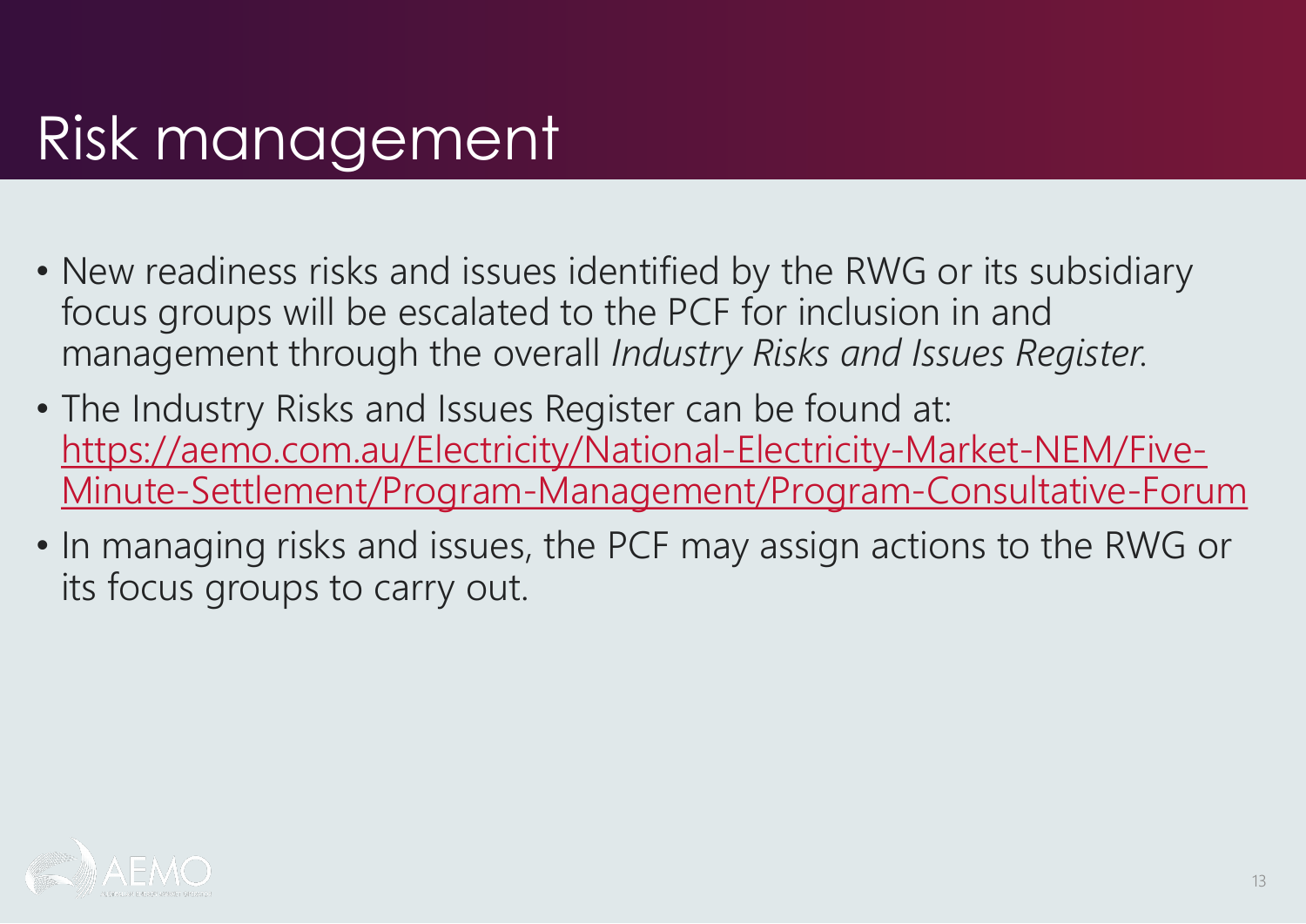# Risk management

- New readiness risks and issues identified by the RWG or its subsidiary focus groups will be escalated to the PCF for inclusion in and management through the overall *Industry Risks and Issues Register.*
- The Industry Risks and Issues Register can be found at: https://aemo.com.au/Electricity/National-Electricity-Market-NEM/Five-Minute-Settlement/Program-Management/Program-Consultative-Forum
- In managing risks and issues, the PCF may assign actions to the RWG or its focus groups to carry out.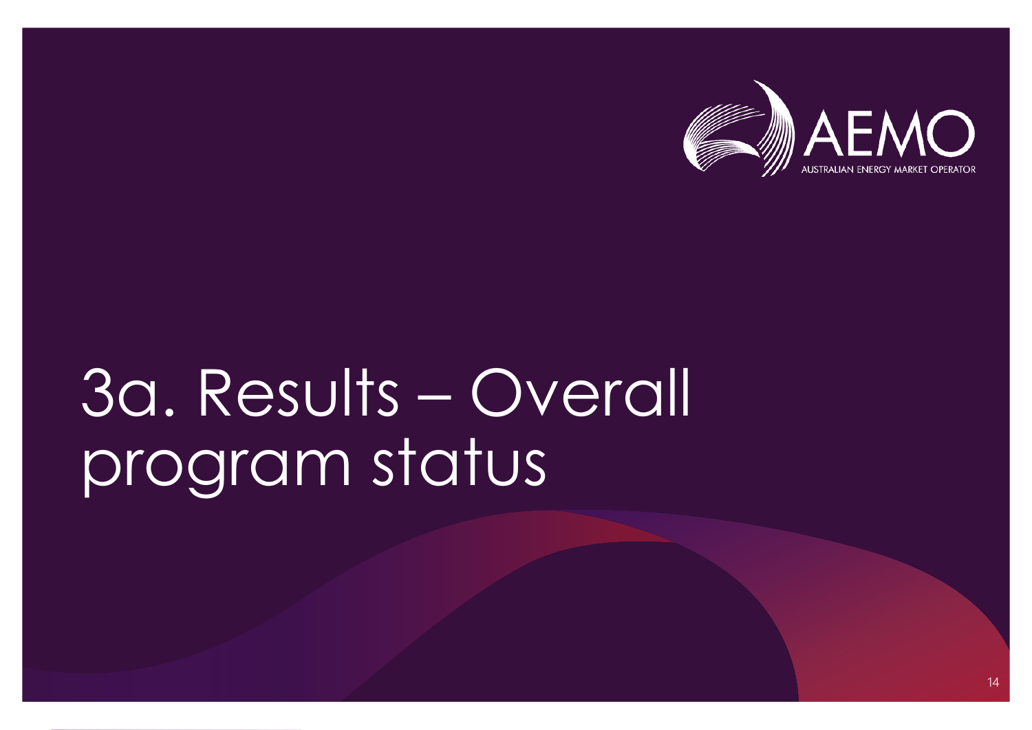# 3a. Results – Overall program status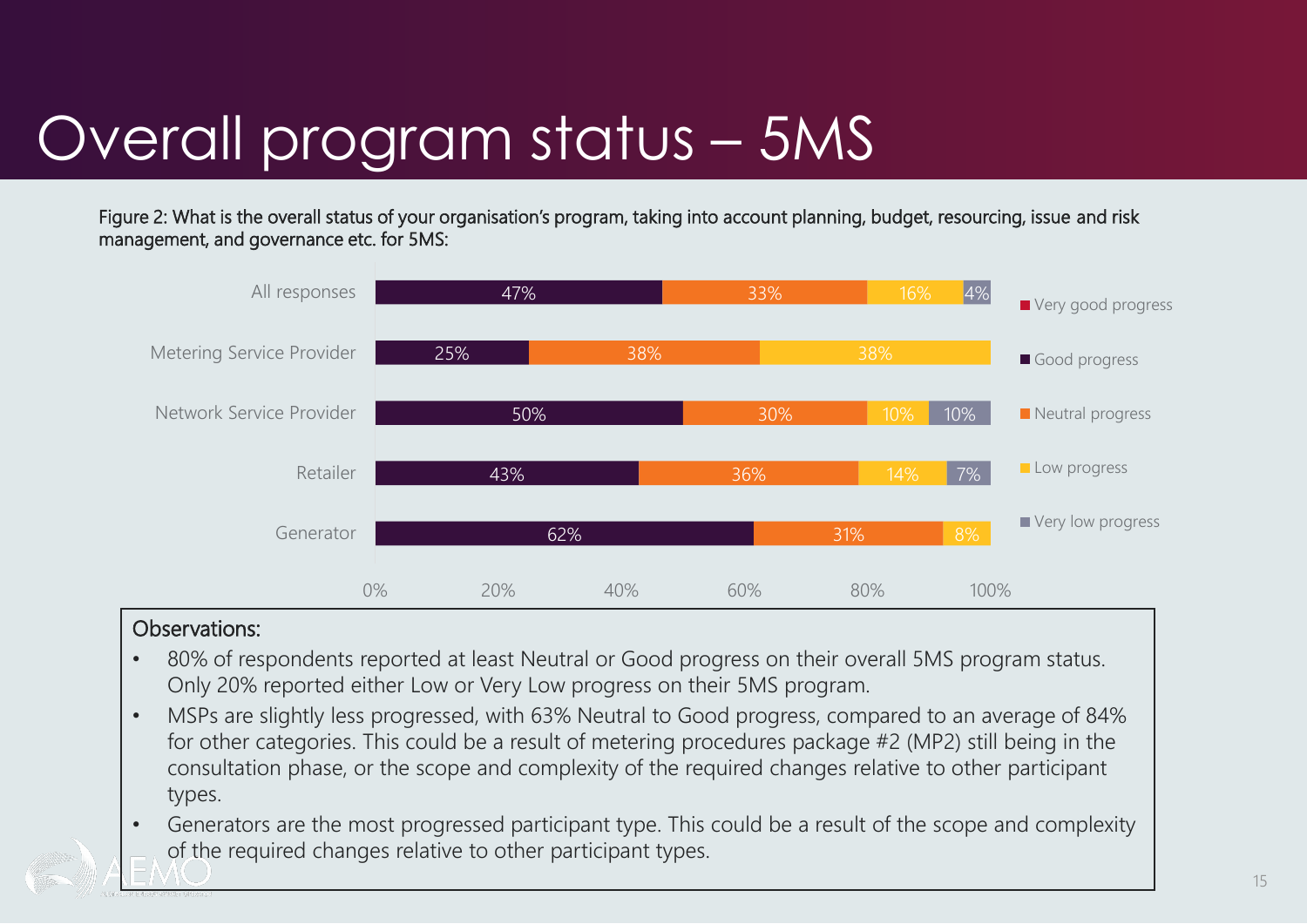# Overall program status – 5MS

Figure 2: What is the overall status of your organisation's program, taking into account planning, budget, resourcing, issue and risk management, and governance etc. for 5MS:

| | Very good progress | Good progress | Neutral progress | Low progress | Very low progress |
|---|---|---|---|---|---|
| All responses | | 47% | 33% | 16% | 4% |
| Metering Service Provider | | 25% | 38% | 38% | |
| Network Service Provider | | 50% | 30% | 10% | 10% |
| Retailer | | 43% | 36% | 14% | 7% |
| Generator | | 62% | 31% | 8% | |

**Observations:**

- 80% of respondents reported at least Neutral or Good progress on their overall 5MS program status. Only 20% reported either Low or Very Low progress on their 5MS program.
- MSPs are slightly less progressed, with 63% Neutral to Good progress, compared to an average of 84% for other categories. This could be a result of metering procedures package #2 (MP2) still being in the consultation phase, or the scope and complexity of the required changes relative to other participant types.
- Generators are the most progressed participant type. This could be a result of the scope and complexity of the required changes relative to other participant types.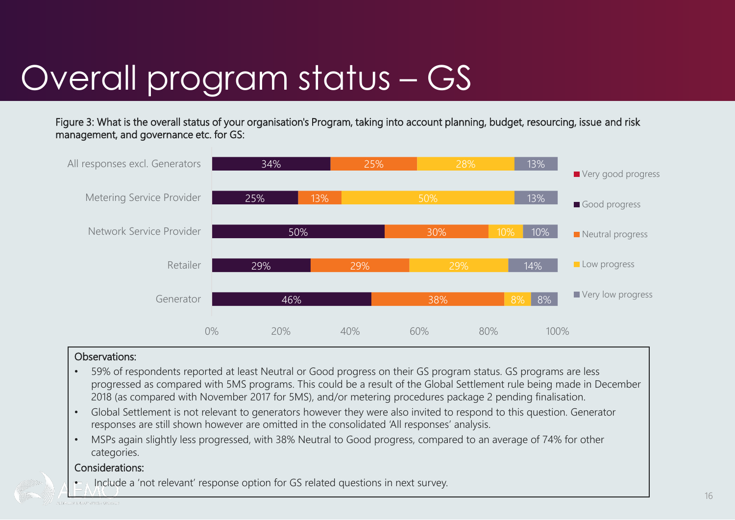# Overall program status – GS

Figure 3: What is the overall status of your organisation's Program, taking into account planning, budget, resourcing, issue and risk management, and governance etc. for GS:

| | Very good progress | Good progress | Neutral progress | Low progress | Very low progress |
|---|---|---|---|---|---|
| All responses excl. Generators | | 34% | 25% | 28% | 13% |
| Metering Service Provider | | 25% | 13% | 50% | 13% |
| Network Service Provider | | 50% | 30% | 10% | 10% |
| Retailer | | 29% | 29% | 29% | 14% |
| Generator | | 46% | 38% | 8% | 8% |

**Observations:**

- 59% of respondents reported at least Neutral or Good progress on their GS program status. GS programs are less progressed as compared with 5MS programs. This could be a result of the Global Settlement rule being made in December 2018 (as compared with November 2017 for 5MS), and/or metering procedures package 2 pending finalisation.
- Global Settlement is not relevant to generators however they were also invited to respond to this question. Generator responses are still shown however are omitted in the consolidated 'All responses' analysis.
- MSPs again slightly less progressed, with 38% Neutral to Good progress, compared to an average of 74% for other categories.

**Considerations:**

- Include a 'not relevant' response option for GS related questions in next survey.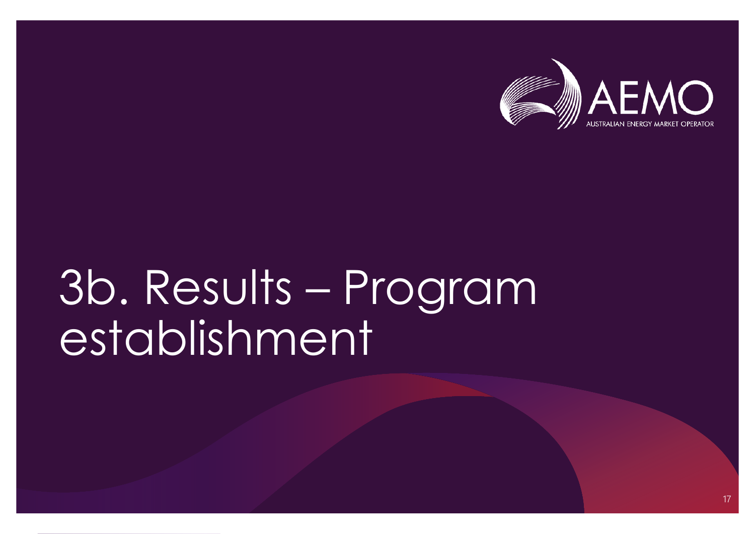# 3b. Results – Program establishment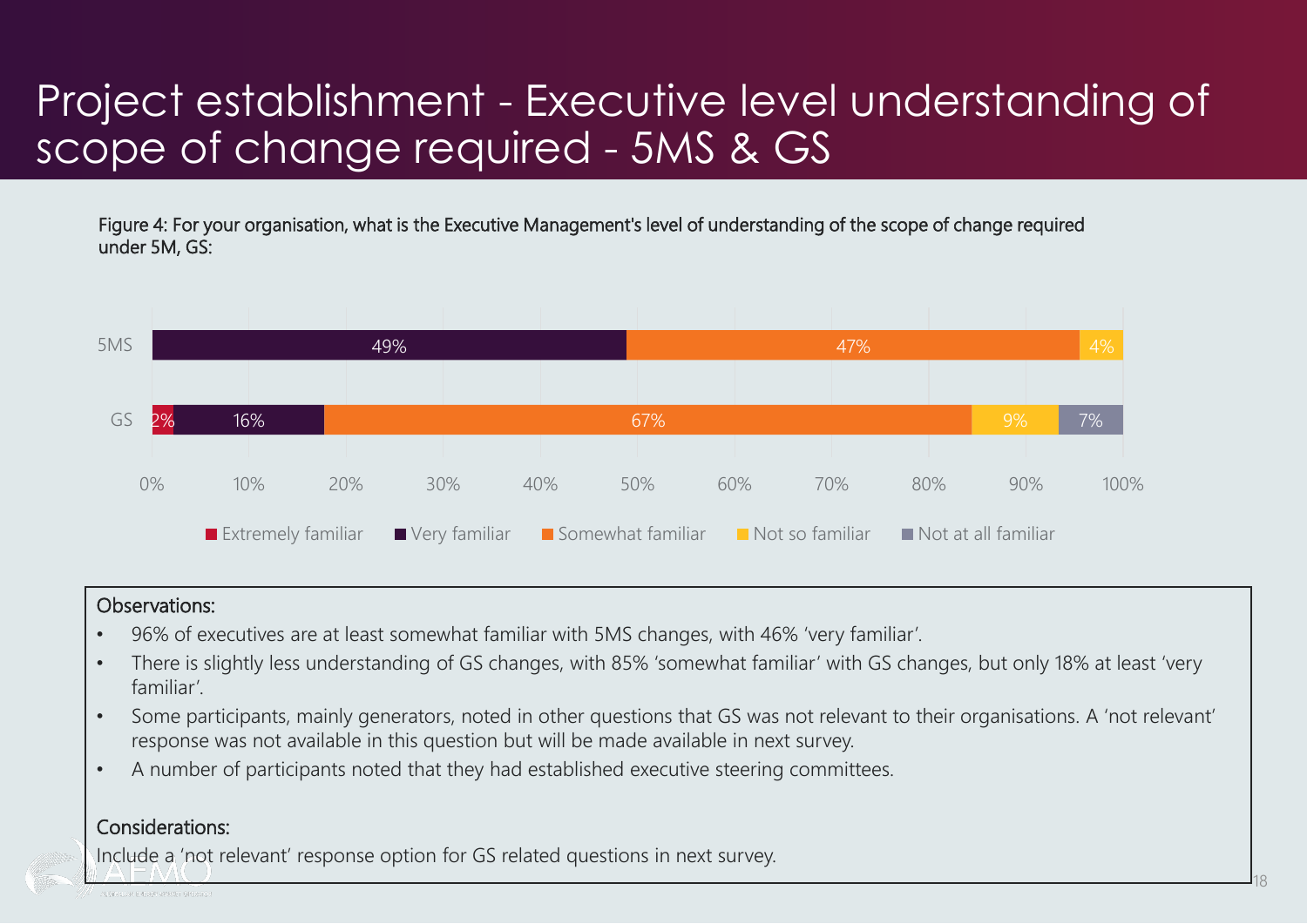# Project establishment - Executive level understanding of scope of change required - 5MS & GS

Figure 4: For your organisation, what is the Executive Management's level of understanding of the scope of change required under 5M, GS:

| | Extremely familiar | Very familiar | Somewhat familiar | Not so familiar | Not at all familiar |
|---|---|---|---|---|---|
| 5MS | | 49% | 47% | 4% | |
| GS | 2% | 16% | 67% | 9% | 7% |

**Observations:**

- 96% of executives are at least somewhat familiar with 5MS changes, with 46% 'very familiar'.
- There is slightly less understanding of GS changes, with 85% 'somewhat familiar' with GS changes, but only 18% at least 'very familiar'.
- Some participants, mainly generators, noted in other questions that GS was not relevant to their organisations. A 'not relevant' response was not available in this question but will be made available in next survey.
- A number of participants noted that they had established executive steering committees.

**Considerations:**

Include a 'not relevant' response option for GS related questions in next survey.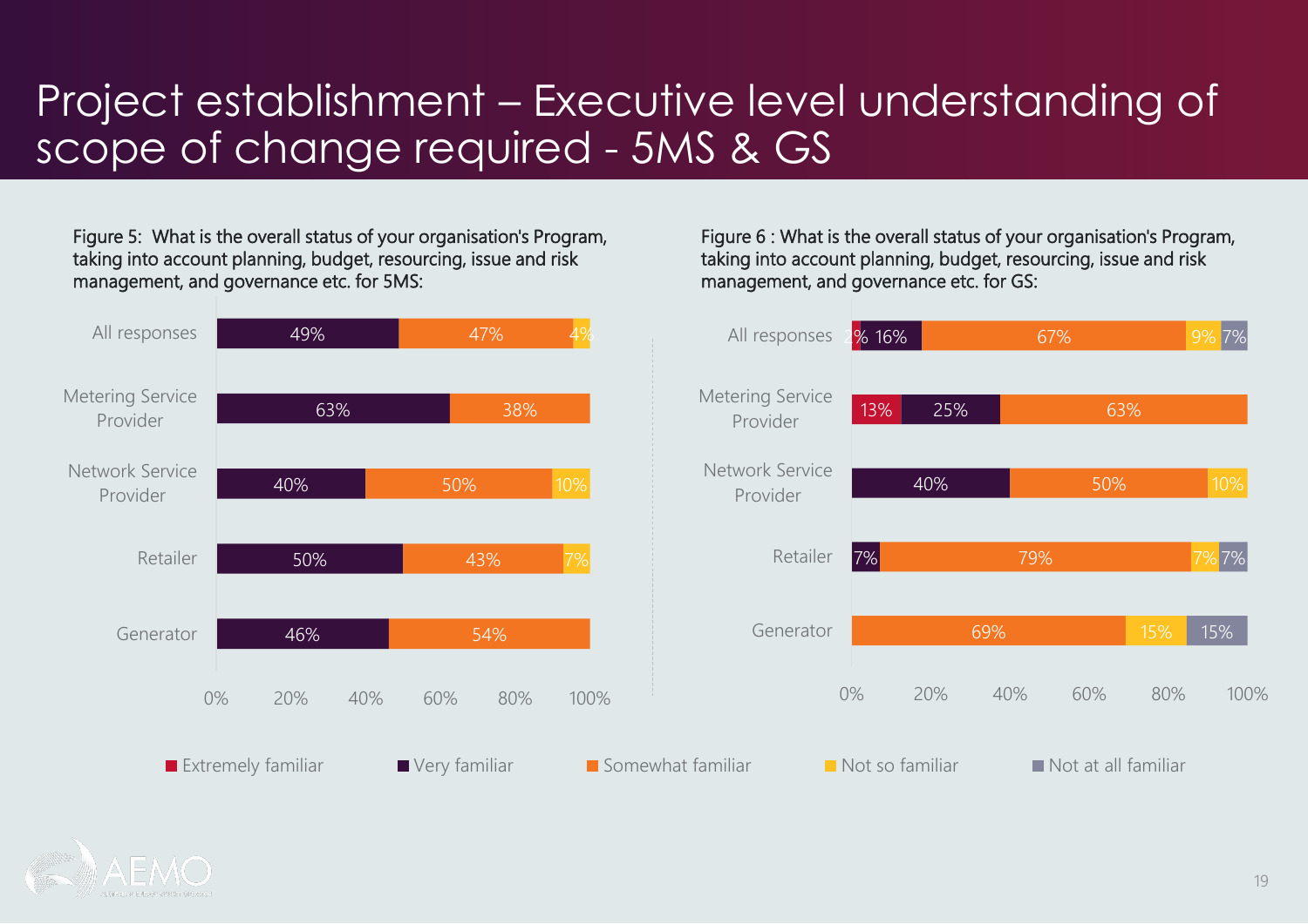# Project establishment – Executive level understanding of scope of change required - 5MS & GS

Figure 5: What is the overall status of your organisation's Program, taking into account planning, budget, resourcing, issue and risk management, and governance etc. for 5MS:

| | Extremely familiar | Very familiar | Somewhat familiar | Not so familiar | Not at all familiar |
|---|---|---|---|---|---|
| All responses | | 49% | 47% | 4% | |
| Metering Service Provider | | 63% | 38% | | |
| Network Service Provider | | 40% | 50% | 10% | |
| Retailer | | 50% | 43% | 7% | |
| Generator | | 46% | 54% | | |

Figure 6 : What is the overall status of your organisation's Program, taking into account planning, budget, resourcing, issue and risk management, and governance etc. for GS:

| | Extremely familiar | Very familiar | Somewhat familiar | Not so familiar | Not at all familiar |
|---|---|---|---|---|---|
| All responses | 2% | 16% | 67% | 9% | 7% |
| Metering Service Provider | 13% | 25% | 63% | | |
| Network Service Provider | | 40% | 50% | 10% | |
| Retailer | | 7% | 79% | 7% | 7% |
| Generator | | | 69% | 15% | 15% |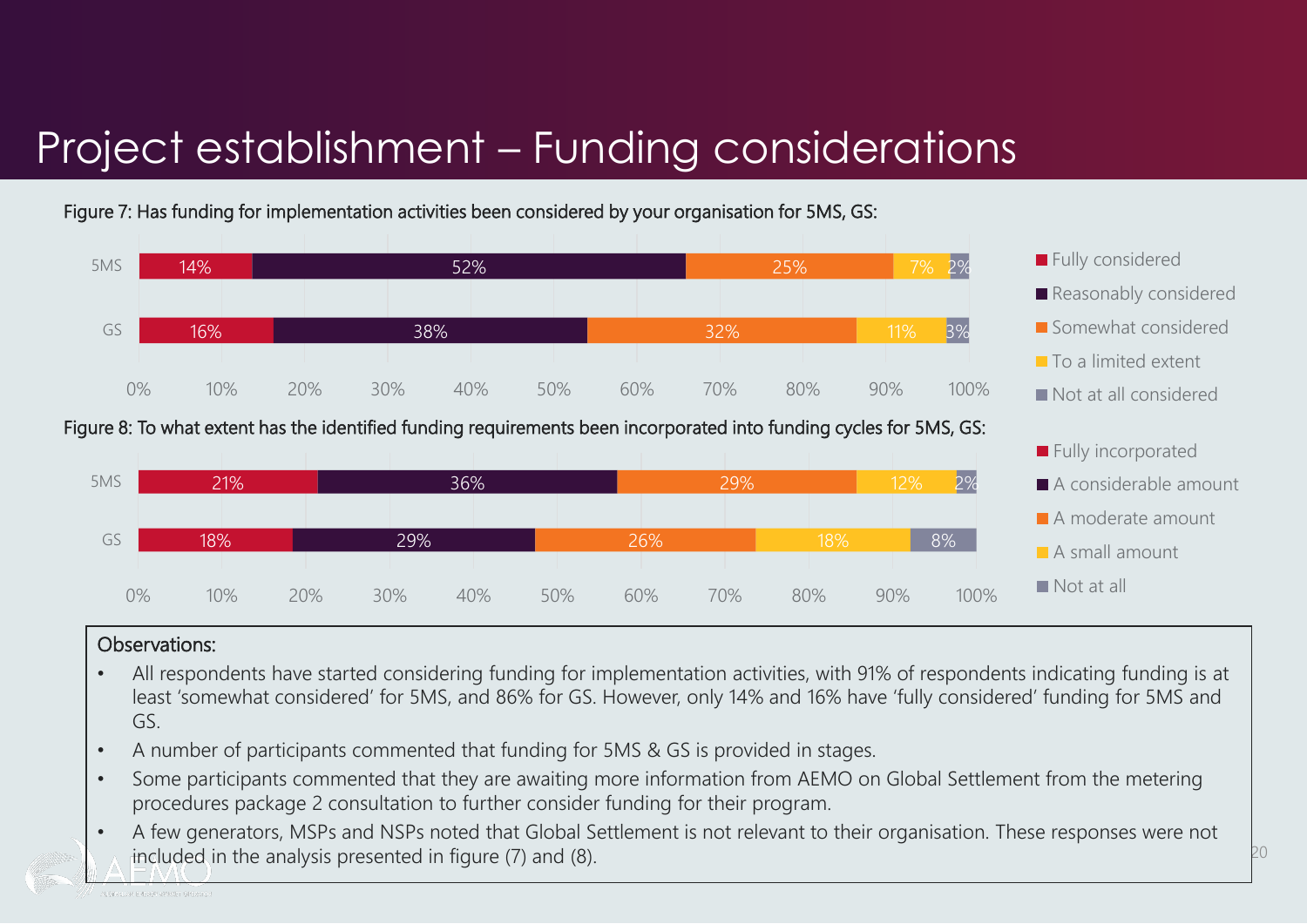# Project establishment – Funding considerations

Figure 7: Has funding for implementation activities been considered by your organisation for 5MS, GS:

| | Fully considered | Reasonably considered | Somewhat considered | To a limited extent | Not at all considered |
|---|---|---|---|---|---|
| 5MS | 14% | 52% | 25% | 7% | 2% |
| GS | 16% | 38% | 32% | 11% | 3% |

Figure 8: To what extent has the identified funding requirements been incorporated into funding cycles for 5MS, GS:

| | Fully incorporated | A considerable amount | A moderate amount | A small amount | Not at all |
|---|---|---|---|---|---|
| 5MS | 21% | 36% | 29% | 12% | 2% |
| GS | 18% | 29% | 26% | 18% | 8% |

Observations:

- All respondents have started considering funding for implementation activities, with 91% of respondents indicating funding is at least 'somewhat considered' for 5MS, and 86% for GS. However, only 14% and 16% have 'fully considered' funding for 5MS and GS.
- A number of participants commented that funding for 5MS & GS is provided in stages.
- Some participants commented that they are awaiting more information from AEMO on Global Settlement from the metering procedures package 2 consultation to further consider funding for their program.
- A few generators, MSPs and NSPs noted that Global Settlement is not relevant to their organisation. These responses were not included in the analysis presented in figure (7) and (8).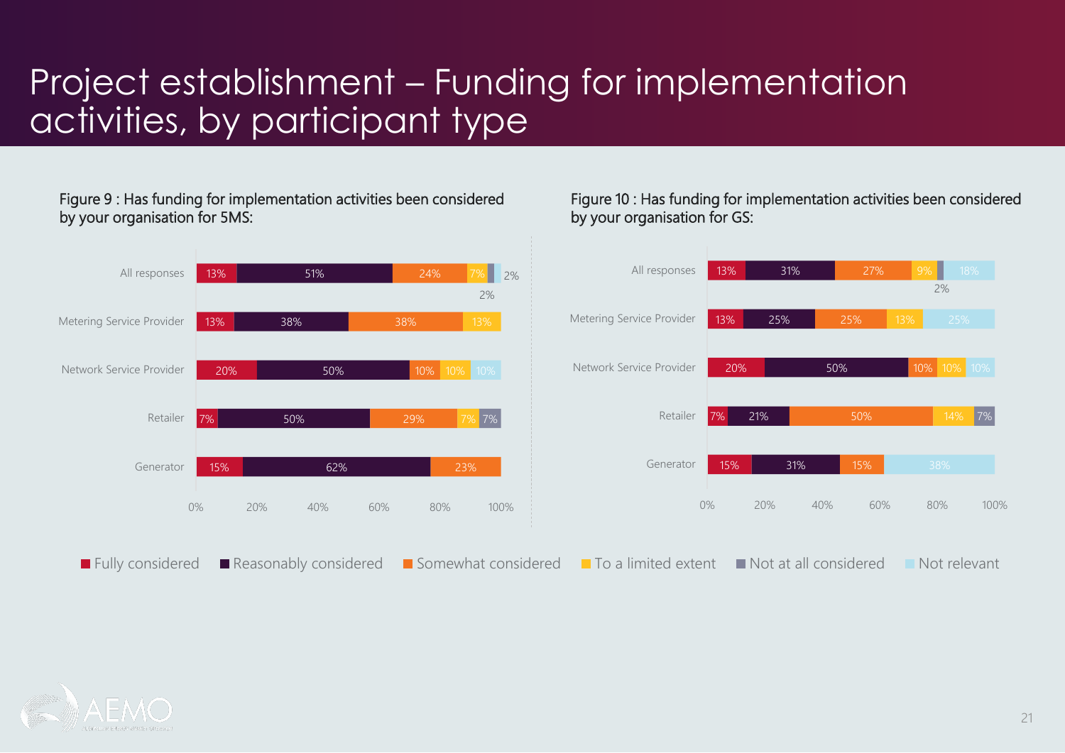# Project establishment – Funding for implementation activities, by participant type

Figure 9 : Has funding for implementation activities been considered by your organisation for 5MS:

| | Fully considered | Reasonably considered | Somewhat considered | To a limited extent | Not at all considered | Not relevant |
|---|---|---|---|---|---|---|
| All responses | 13% | 51% | 24% | 7% | 2% | 2% |
| Metering Service Provider | 13% | 38% | 38% | 13% | | |
| Network Service Provider | 20% | 50% | 10% | 10% | | 10% |
| Retailer | 7% | 50% | 29% | 7% | 7% | |
| Generator | 15% | 62% | 23% | | | |

Figure 10 : Has funding for implementation activities been considered by your organisation for GS:

| | Fully considered | Reasonably considered | Somewhat considered | To a limited extent | Not at all considered | Not relevant |
|---|---|---|---|---|---|---|
| All responses | 13% | 31% | 27% | 9% | 2% | 18% |
| Metering Service Provider | 13% | 25% | 25% | 13% | | 25% |
| Network Service Provider | 20% | 50% | 10% | 10% | | 10% |
| Retailer | 7% | 21% | 50% | 14% | 7% | |
| Generator | 15% | 31% | 15% | | | 38% |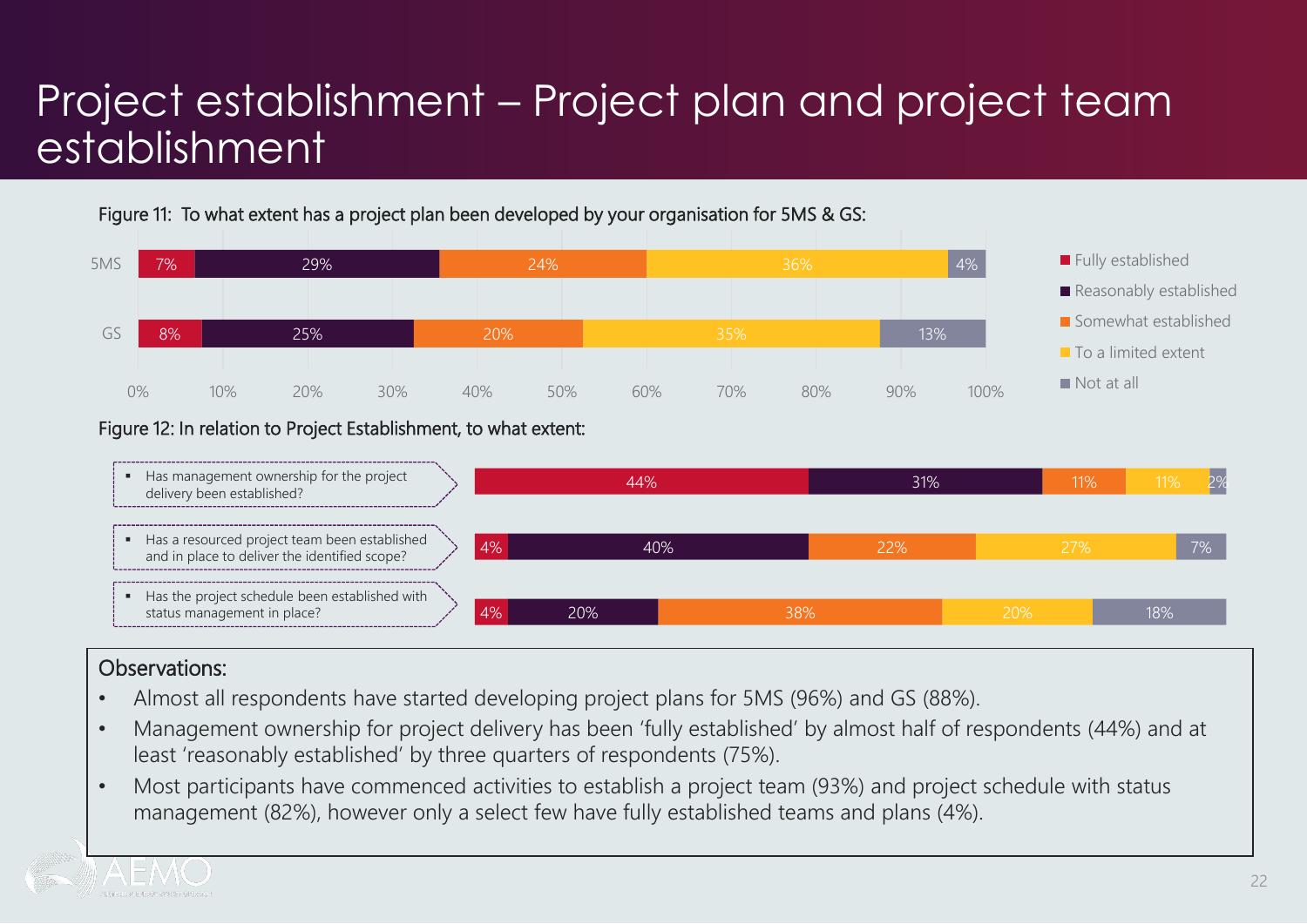# Project establishment – Project plan and project team establishment

Figure 11: To what extent has a project plan been developed by your organisation for 5MS & GS:

| | Fully established | Reasonably established | Somewhat established | To a limited extent | Not at all |
|---|---|---|---|---|---|
| 5MS | 7% | 29% | 24% | 36% | 4% |
| GS | 8% | 25% | 20% | 35% | 13% |

Figure 12: In relation to Project Establishment, to what extent:

| | Fully established | Reasonably established | Somewhat established | To a limited extent | Not at all |
|---|---|---|---|---|---|
| Has management ownership for the project delivery been established? | 44% | 31% | 11% | 11% | 2% |
| Has a resourced project team been established and in place to deliver the identified scope? | 4% | 40% | 22% | 27% | 7% |
| Has the project schedule been established with status management in place? | 4% | 20% | 38% | 20% | 18% |

## Observations:

- Almost all respondents have started developing project plans for 5MS (96%) and GS (88%).
- Management ownership for project delivery has been 'fully established' by almost half of respondents (44%) and at least 'reasonably established' by three quarters of respondents (75%).
- Most participants have commenced activities to establish a project team (93%) and project schedule with status management (82%), however only a select few have fully established teams and plans (4%).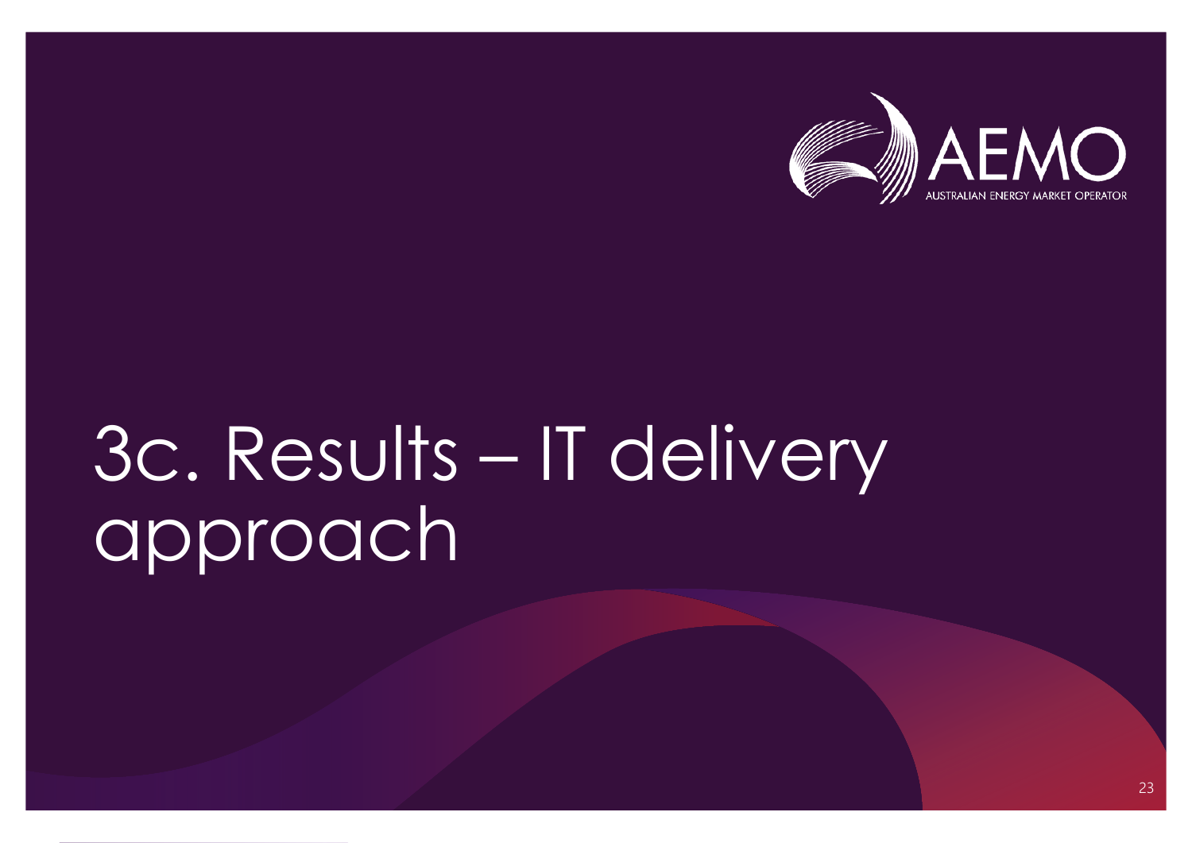# 3c. Results – IT delivery approach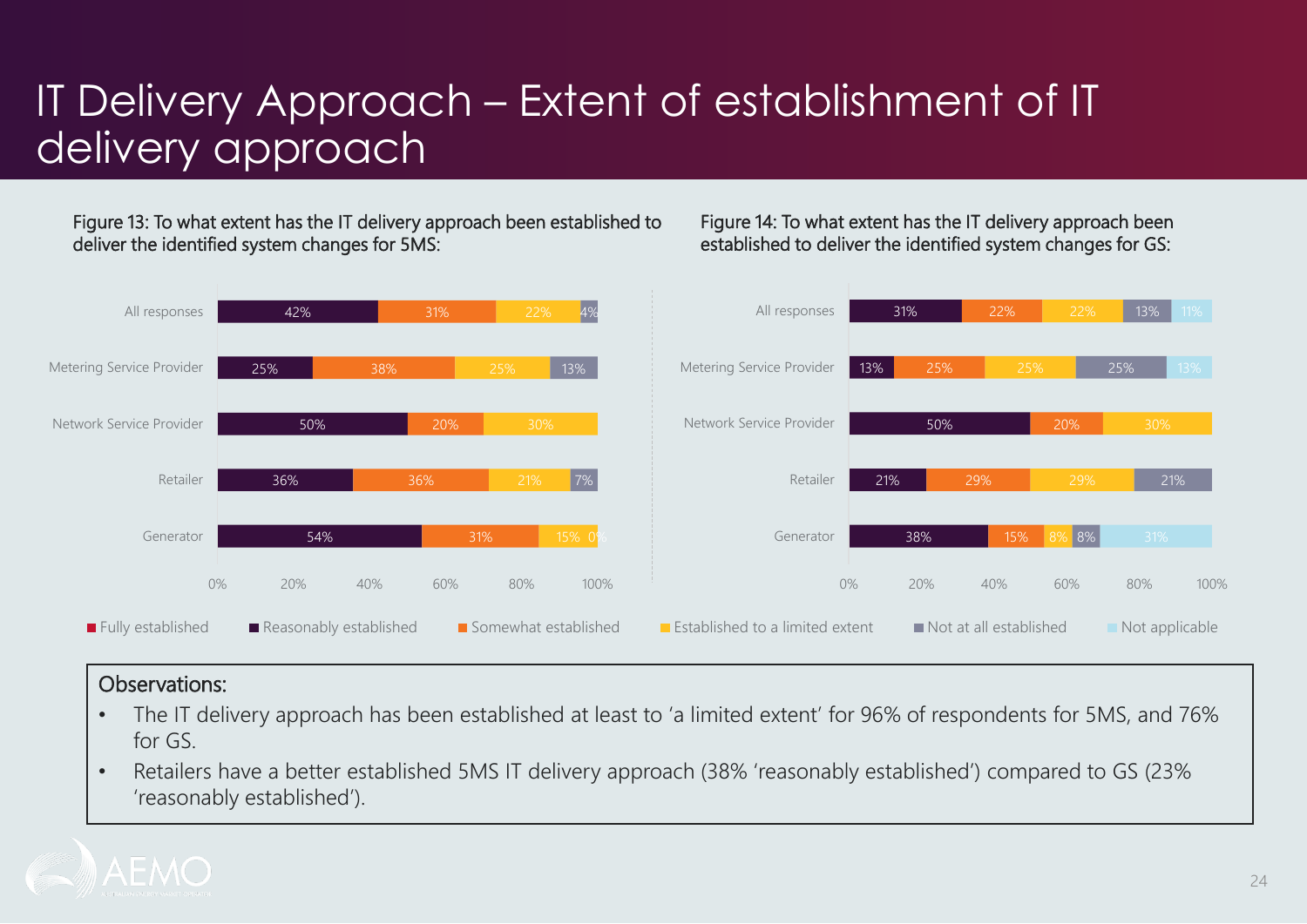# IT Delivery Approach – Extent of establishment of IT delivery approach

Figure 13: To what extent has the IT delivery approach been established to deliver the identified system changes for 5MS:

| | Fully established | Reasonably established | Somewhat established | Established to a limited extent | Not at all established | Not applicable |
|---|---|---|---|---|---|---|
| All responses | | 42% | 31% | 22% | 4% | |
| Metering Service Provider | | 25% | 38% | 25% | 13% | |
| Network Service Provider | | 50% | 20% | 30% | | |
| Retailer | | 36% | 36% | 21% | 7% | |
| Generator | | 54% | 31% | 15% | 0% | |

Figure 14: To what extent has the IT delivery approach been established to deliver the identified system changes for GS:

| | Fully established | Reasonably established | Somewhat established | Established to a limited extent | Not at all established | Not applicable |
|---|---|---|---|---|---|---|
| All responses | | 31% | 22% | 22% | 13% | 11% |
| Metering Service Provider | | 13% | 25% | 25% | 25% | 13% |
| Network Service Provider | | 50% | 20% | 30% | | |
| Retailer | | 21% | 29% | 29% | 21% | |
| Generator | | 38% | 15% | 8% | 8% | 31% |

**Observations:**

- The IT delivery approach has been established at least to 'a limited extent' for 96% of respondents for 5MS, and 76% for GS.
- Retailers have a better established 5MS IT delivery approach (38% 'reasonably established') compared to GS (23% 'reasonably established').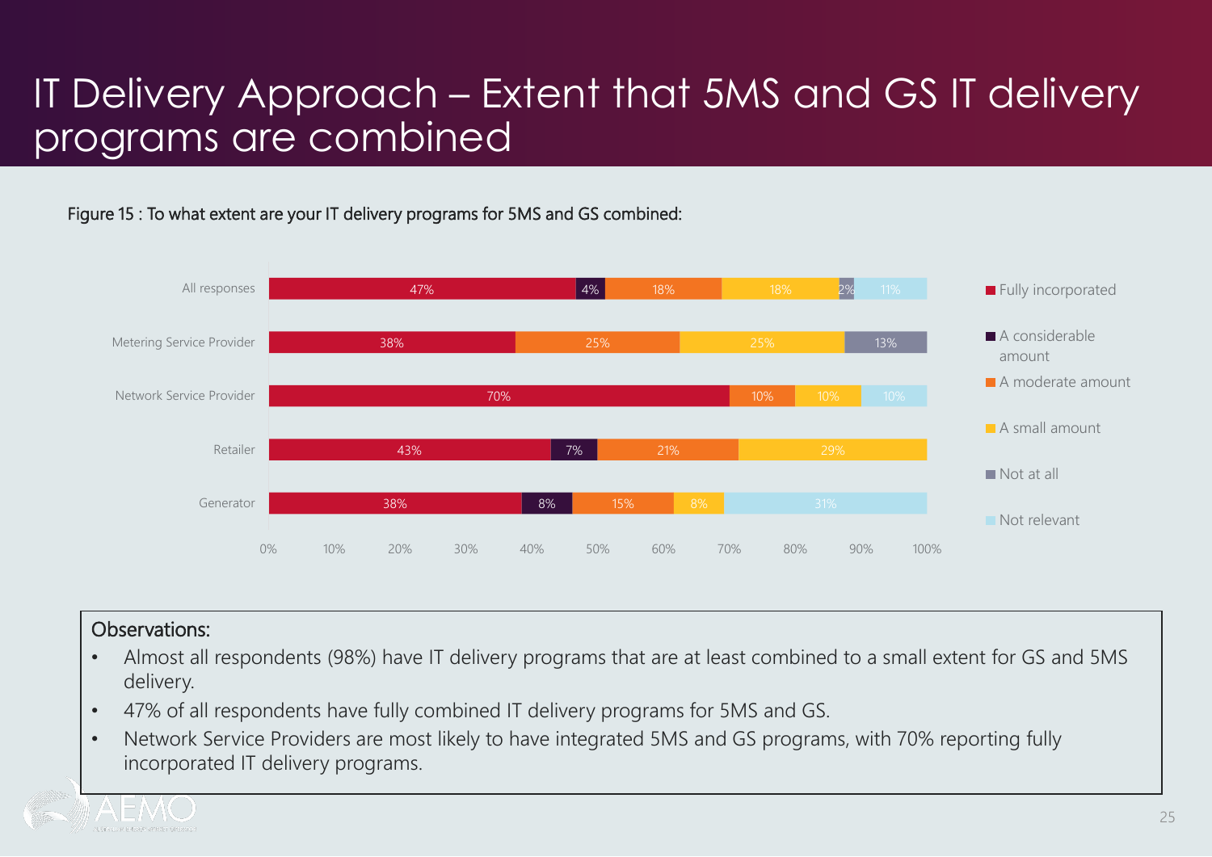# IT Delivery Approach – Extent that 5MS and GS IT delivery programs are combined

Figure 15 : To what extent are your IT delivery programs for 5MS and GS combined:

| | Fully incorporated | A considerable amount | A moderate amount | A small amount | Not at all | Not relevant |
|---|---|---|---|---|---|---|
| All responses | 47% | 4% | 18% | 18% | 2% | 11% |
| Metering Service Provider | 38% | | 25% | 25% | 13% | |
| Network Service Provider | 70% | | 10% | 10% | | 10% |
| Retailer | 43% | 7% | 21% | 29% | | |
| Generator | 38% | 8% | 15% | 8% | | 31% |

**Observations:**

- Almost all respondents (98%) have IT delivery programs that are at least combined to a small extent for GS and 5MS delivery.
- 47% of all respondents have fully combined IT delivery programs for 5MS and GS.
- Network Service Providers are most likely to have integrated 5MS and GS programs, with 70% reporting fully incorporated IT delivery programs.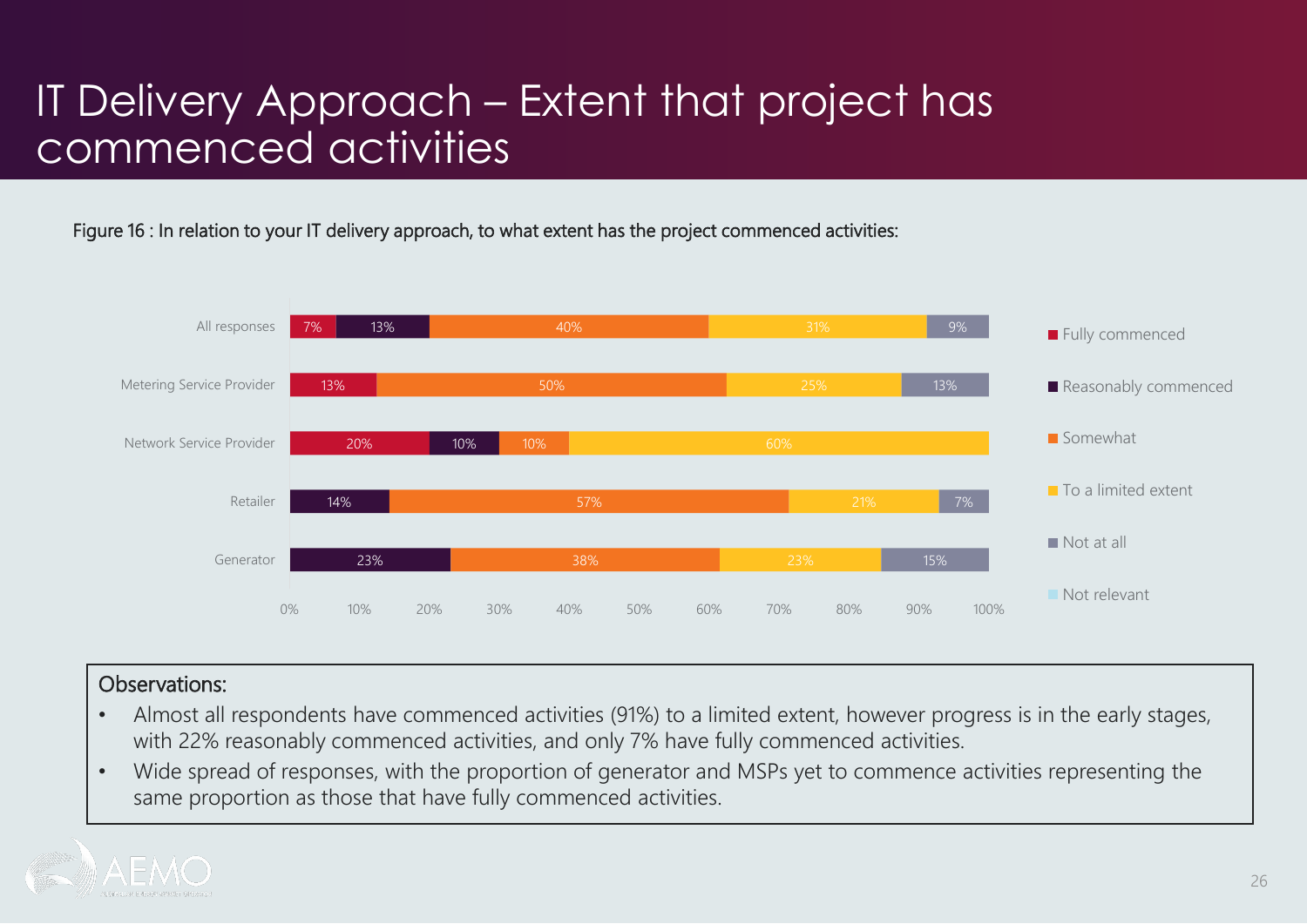# IT Delivery Approach – Extent that project has commenced activities

Figure 16 : In relation to your IT delivery approach, to what extent has the project commenced activities:

| | Fully commenced | Reasonably commenced | Somewhat | To a limited extent | Not at all | Not relevant |
|---|---|---|---|---|---|---|
| All responses | 7% | 13% | 40% | 31% | 9% | |
| Metering Service Provider | 13% | | 50% | 25% | 13% | |
| Network Service Provider | 20% | 10% | 10% | 60% | | |
| Retailer | | 14% | 57% | 21% | 7% | |
| Generator | | 23% | 38% | 23% | 15% | |

**Observations:**

- Almost all respondents have commenced activities (91%) to a limited extent, however progress is in the early stages, with 22% reasonably commenced activities, and only 7% have fully commenced activities.
- Wide spread of responses, with the proportion of generator and MSPs yet to commence activities representing the same proportion as those that have fully commenced activities.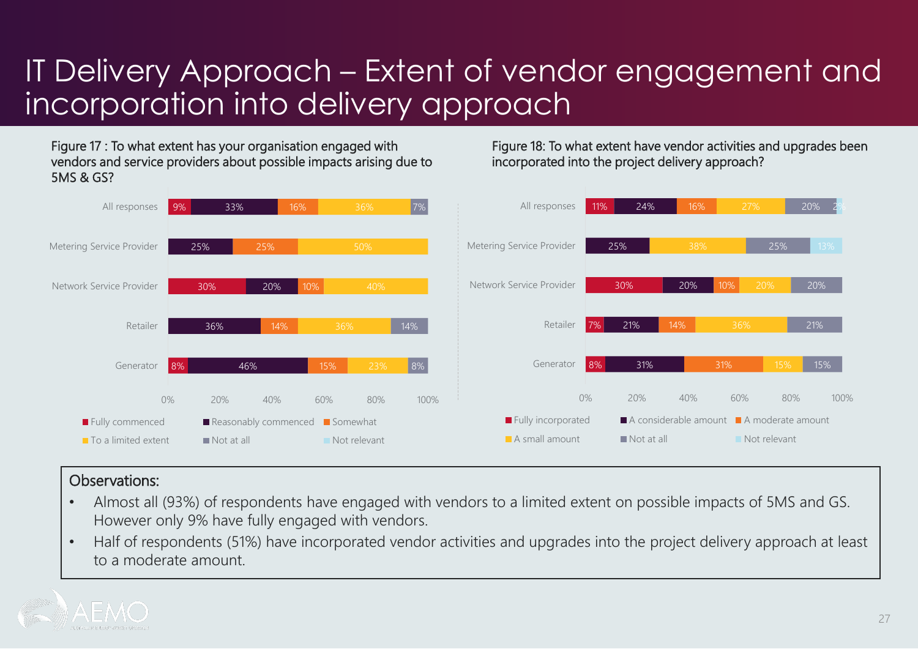# IT Delivery Approach – Extent of vendor engagement and incorporation into delivery approach

Figure 17 : To what extent has your organisation engaged with vendors and service providers about possible impacts arising due to 5MS & GS?

| | Fully commenced | Reasonably commenced | Somewhat | To a limited extent | Not at all | Not relevant |
|---|---|---|---|---|---|---|
| All responses | 9% | 33% | 16% | 36% | 7% | |
| Metering Service Provider | | 25% | 25% | 50% | | |
| Network Service Provider | 30% | 20% | 10% | 40% | | |
| Retailer | | 36% | 14% | 36% | 14% | |
| Generator | 8% | 46% | 15% | 23% | 8% | |

Figure 18: To what extent have vendor activities and upgrades been incorporated into the project delivery approach?

| | Fully incorporated | A considerable amount | A moderate amount | A small amount | Not at all | Not relevant |
|---|---|---|---|---|---|---|
| All responses | 11% | 24% | 16% | 27% | 20% | 2% |
| Metering Service Provider | | 25% | | 38% | 25% | 13% |
| Network Service Provider | 30% | 20% | 10% | 20% | 20% | |
| Retailer | 7% | 21% | 14% | 36% | 21% | |
| Generator | 8% | 31% | 31% | 15% | 15% | |

**Observations:**

- Almost all (93%) of respondents have engaged with vendors to a limited extent on possible impacts of 5MS and GS. However only 9% have fully engaged with vendors.
- Half of respondents (51%) have incorporated vendor activities and upgrades into the project delivery approach at least to a moderate amount.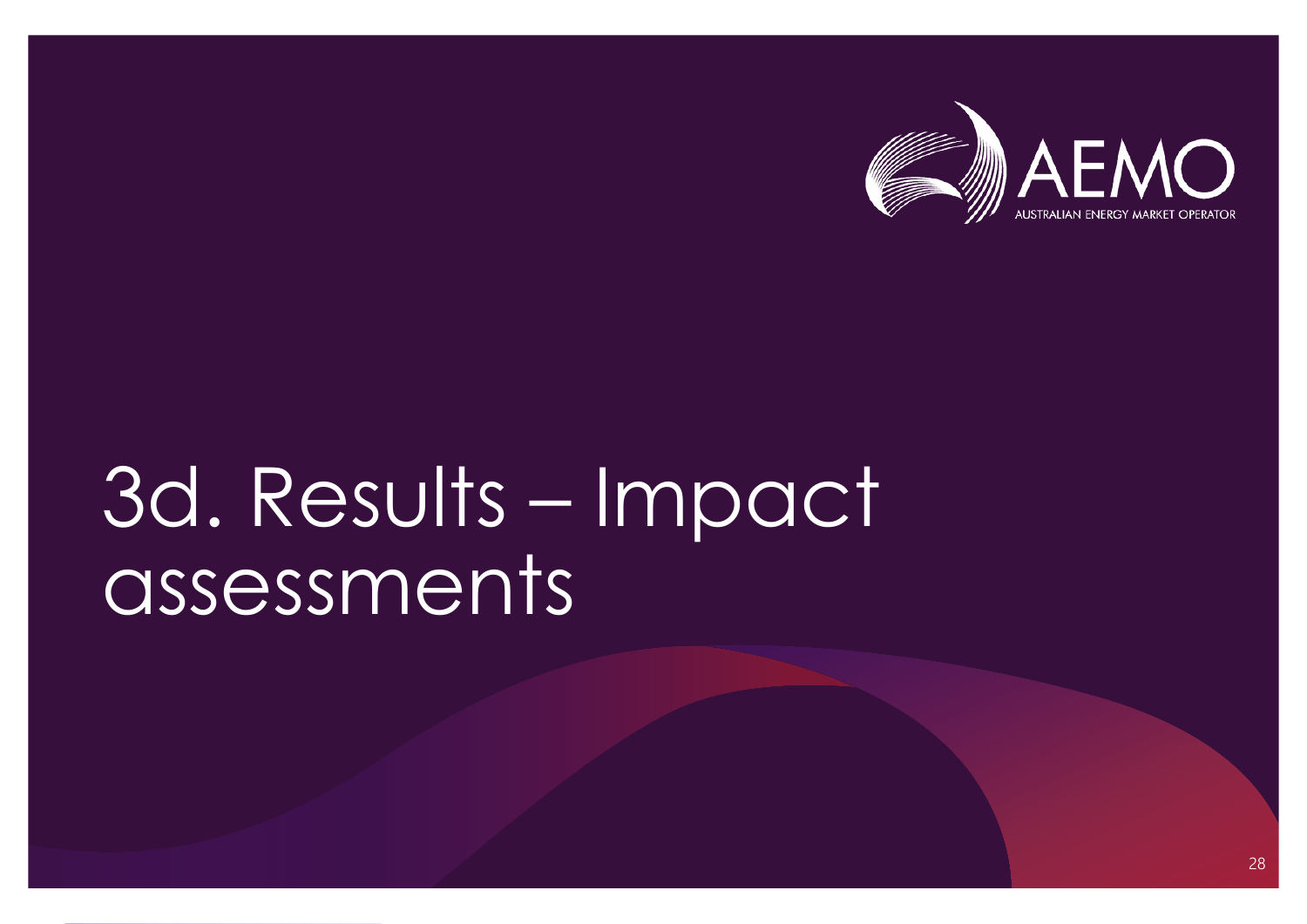# 3d. Results – Impact assessments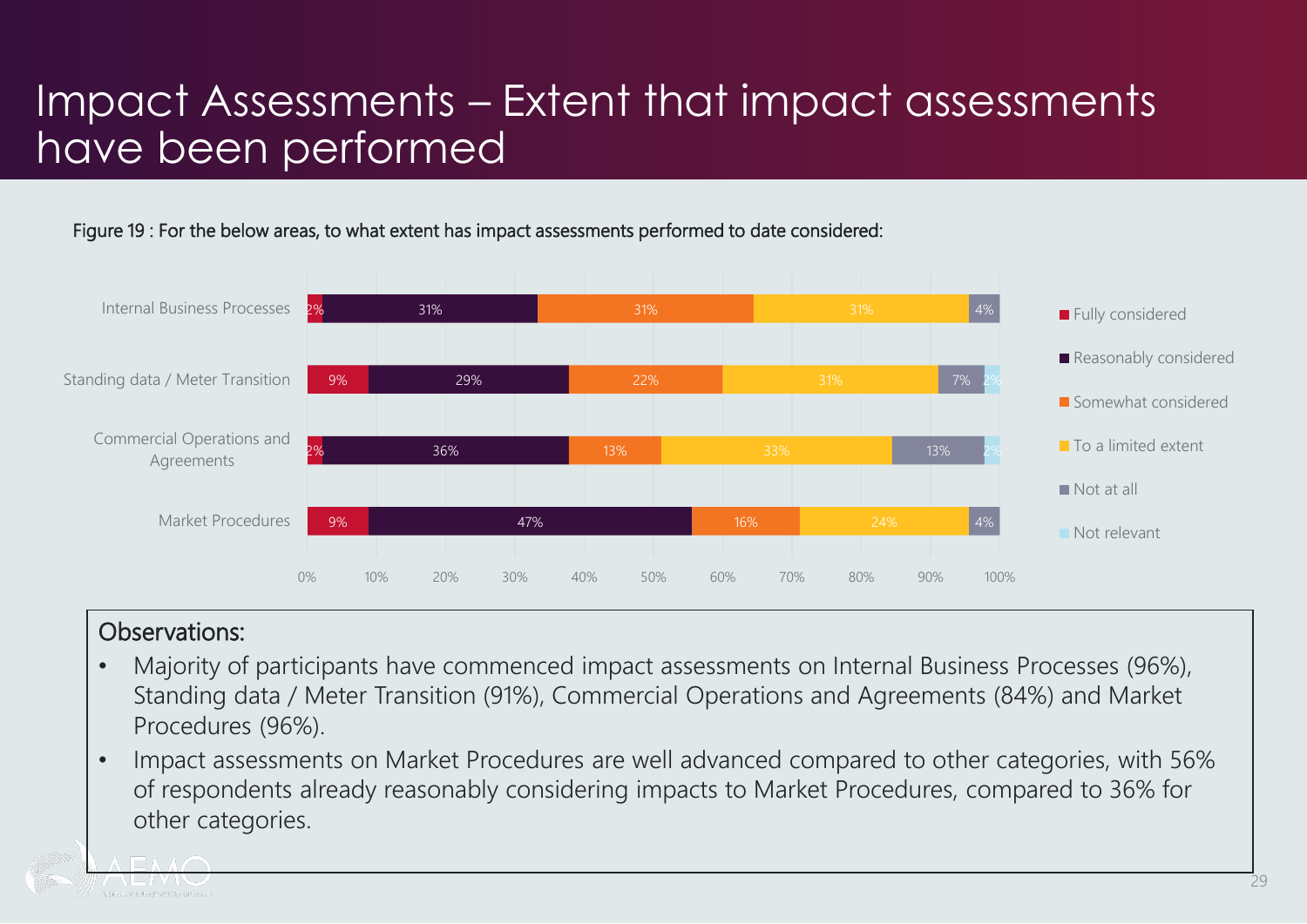# Impact Assessments – Extent that impact assessments have been performed

Figure 19 : For the below areas, to what extent has impact assessments performed to date considered:

| | Fully considered | Reasonably considered | Somewhat considered | To a limited extent | Not at all | Not relevant |
|---|---|---|---|---|---|---|
| Internal Business Processes | 2% | 31% | 31% | 31% | 4% | |
| Standing data / Meter Transition | 9% | 29% | 22% | 31% | 7% | 2% |
| Commercial Operations and Agreements | 2% | 36% | 13% | 33% | 13% | 2% |
| Market Procedures | 9% | 47% | 16% | 24% | 4% | |

## Observations:

- Majority of participants have commenced impact assessments on Internal Business Processes (96%), Standing data / Meter Transition (91%), Commercial Operations and Agreements (84%) and Market Procedures (96%).
- Impact assessments on Market Procedures are well advanced compared to other categories, with 56% of respondents already reasonably considering impacts to Market Procedures, compared to 36% for other categories.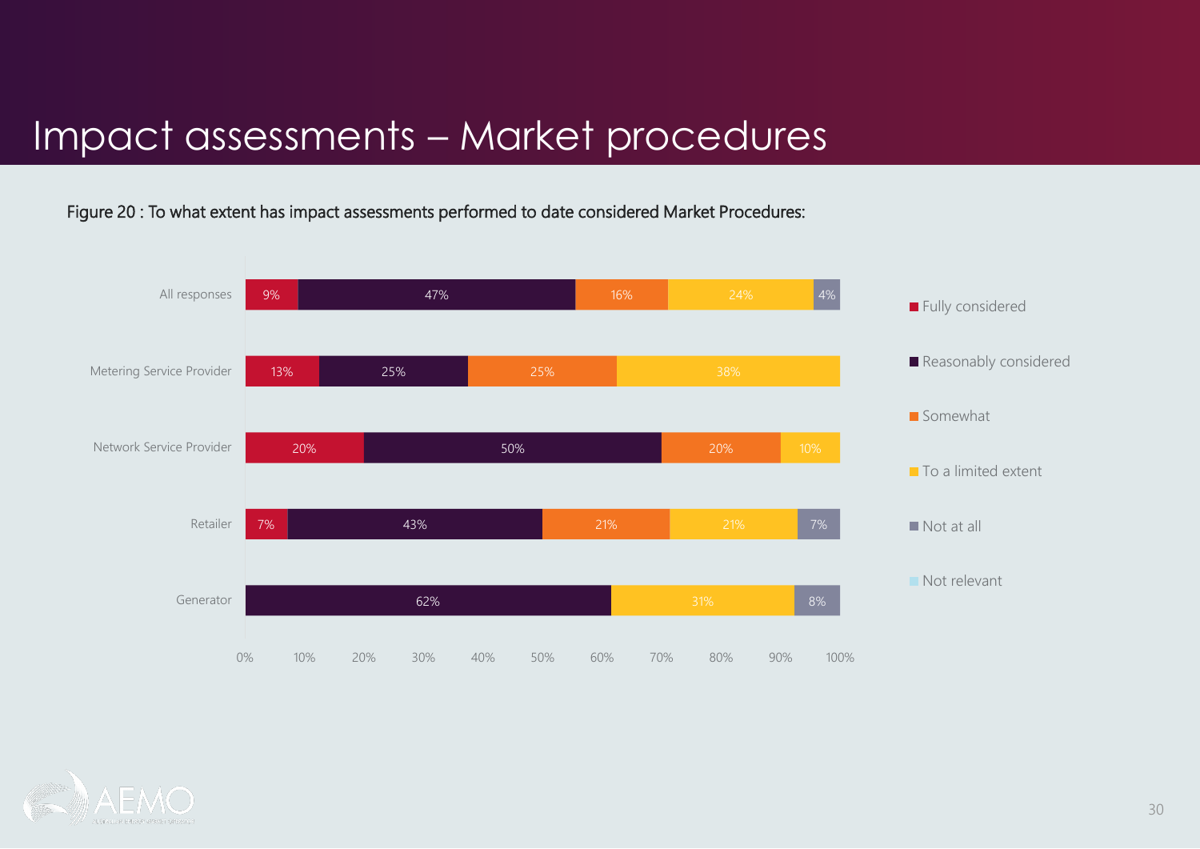# Impact assessments – Market procedures

Figure 20 : To what extent has impact assessments performed to date considered Market Procedures:

| | Fully considered | Reasonably considered | Somewhat | To a limited extent | Not at all | Not relevant |
|---|---|---|---|---|---|---|
| All responses | 9% | 47% | 16% | 24% | 4% | |
| Metering Service Provider | 13% | 25% | 25% | 38% | | |
| Network Service Provider | 20% | 50% | 20% | 10% | | |
| Retailer | 7% | 43% | 21% | 21% | 7% | |
| Generator | | 62% | | 31% | 8% | |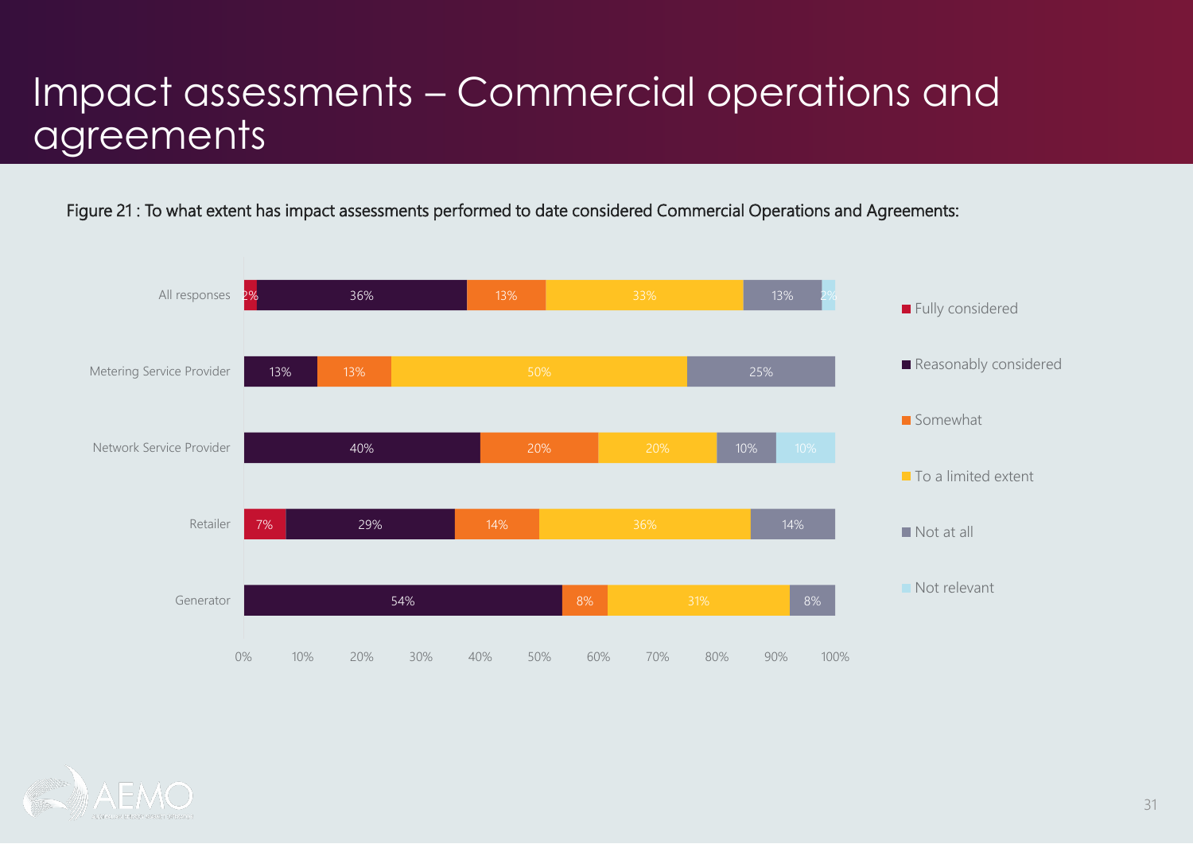# Impact assessments – Commercial operations and agreements

Figure 21 : To what extent has impact assessments performed to date considered Commercial Operations and Agreements:

| | Fully considered | Reasonably considered | Somewhat | To a limited extent | Not at all | Not relevant |
|---|---|---|---|---|---|---|
| All responses | 2% | 36% | 13% | 33% | 13% | 2% |
| Metering Service Provider | | 13% | 13% | 50% | 25% | |
| Network Service Provider | | 40% | 20% | 20% | 10% | 10% |
| Retailer | 7% | 29% | 14% | 36% | 14% | |
| Generator | | 54% | 8% | 31% | 8% | |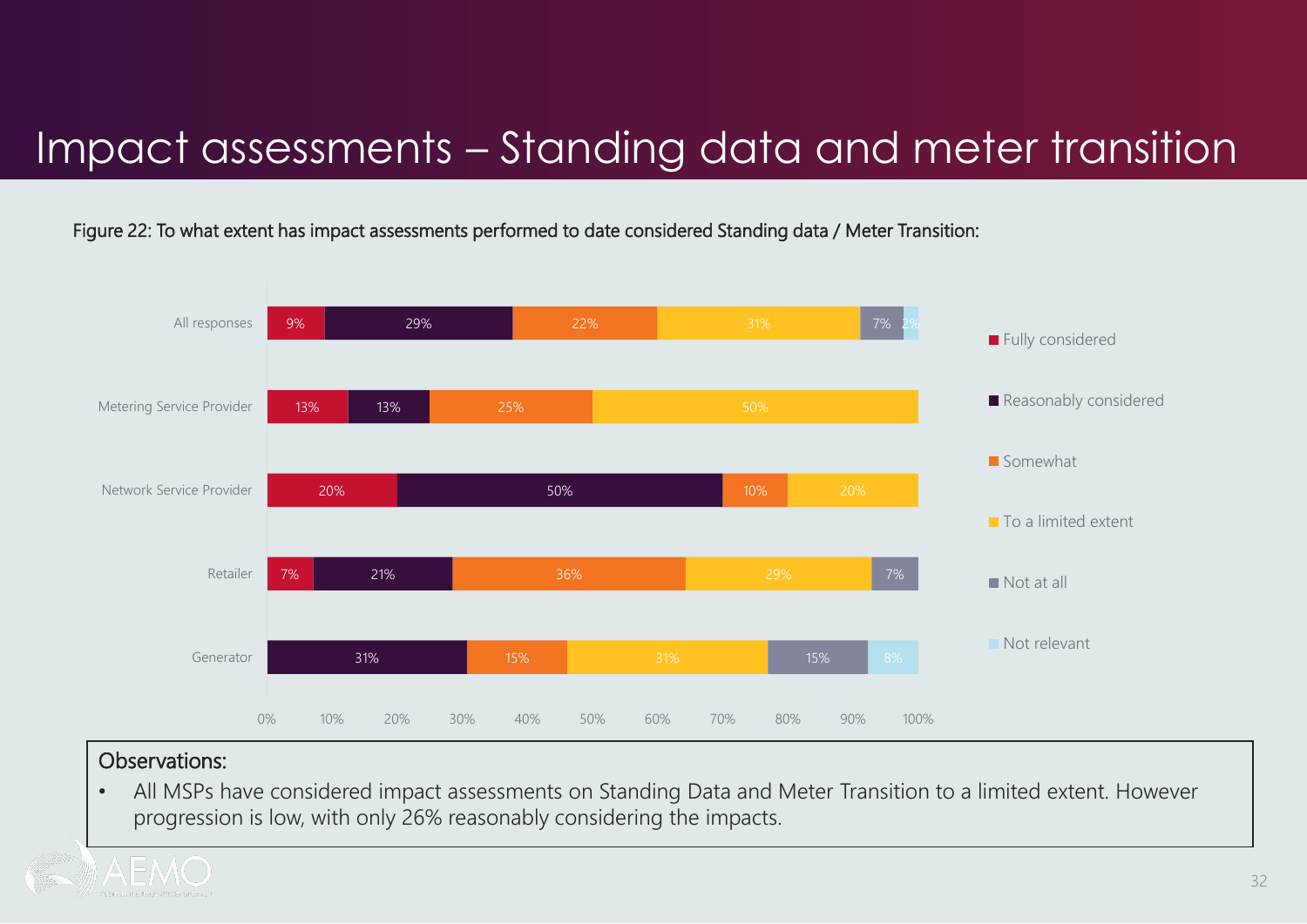# Impact assessments – Standing data and meter transition

Figure 22: To what extent has impact assessments performed to date considered Standing data / Meter Transition:

| | Fully considered | Reasonably considered | Somewhat | To a limited extent | Not at all | Not relevant |
|---|---|---|---|---|---|---|
| All responses | 9% | 29% | 22% | 31% | 7% | 2% |
| Metering Service Provider | 13% | 13% | 25% | 50% | | |
| Network Service Provider | 20% | 50% | 10% | 20% | | |
| Retailer | 7% | 21% | 36% | 29% | 7% | |
| Generator | | 31% | 15% | 31% | 15% | 8% |

**Observations:**

- All MSPs have considered impact assessments on Standing Data and Meter Transition to a limited extent. However progression is low, with only 26% reasonably considering the impacts.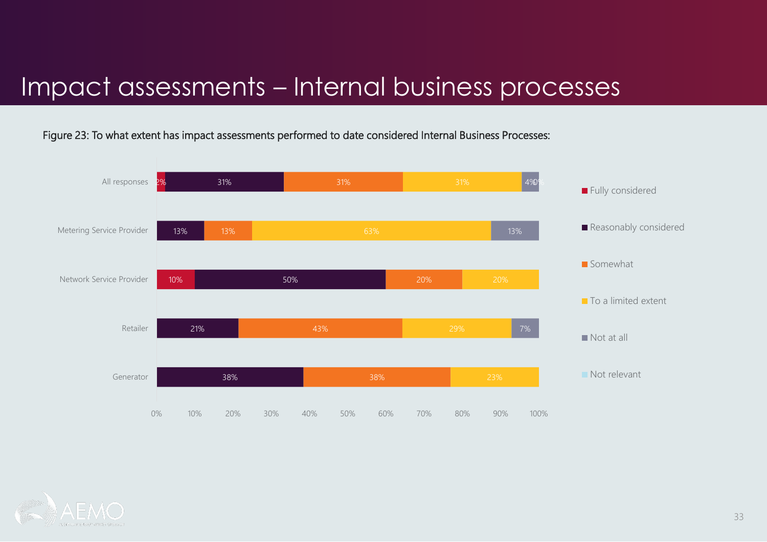# Impact assessments – Internal business processes

Figure 23: To what extent has impact assessments performed to date considered Internal Business Processes:

| | Fully considered | Reasonably considered | Somewhat | To a limited extent | Not at all | Not relevant |
|---|---|---|---|---|---|---|
| All responses | 2% | 31% | 31% | 31% | 4% | 0% |
| Metering Service Provider | | 13% | 13% | 63% | 13% | |
| Network Service Provider | 10% | 50% | 20% | 20% | | |
| Retailer | | 21% | 43% | 29% | 7% | |
| Generator | | 38% | 38% | 23% | | |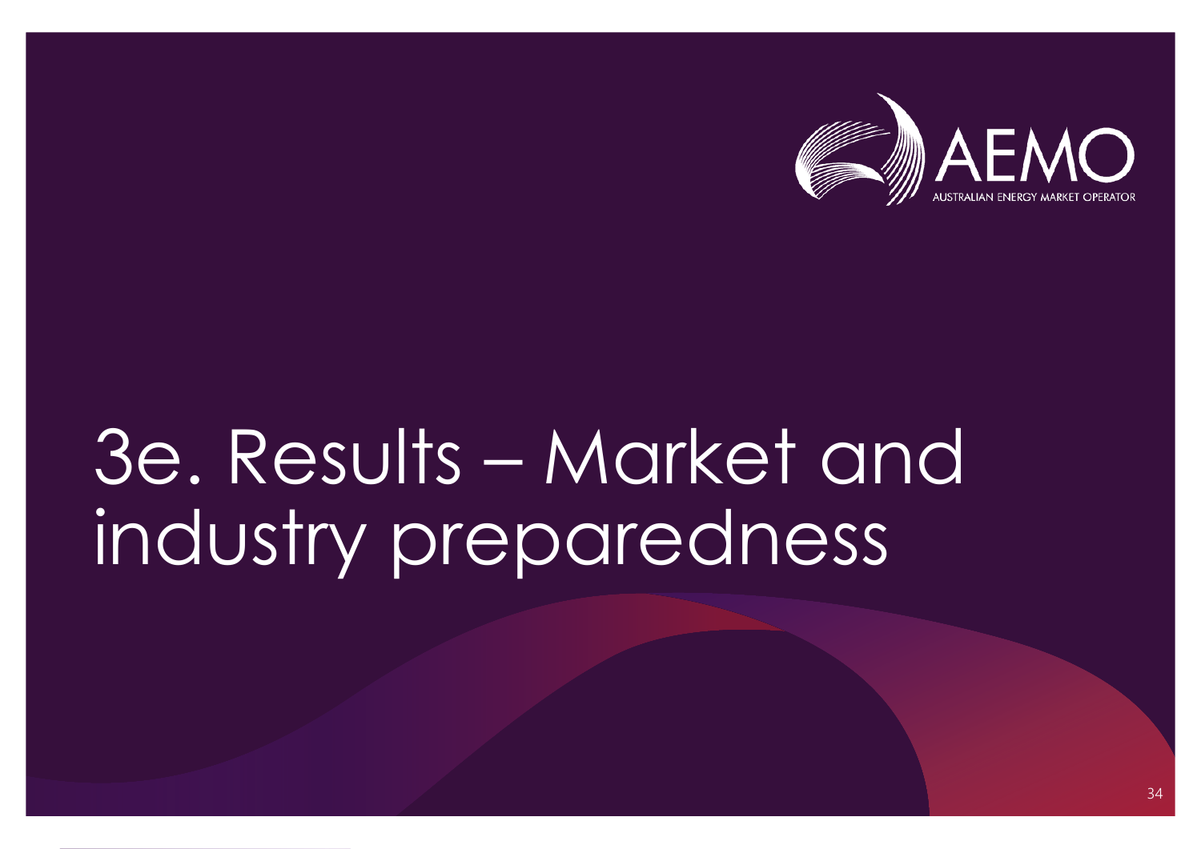# 3e. Results – Market and industry preparedness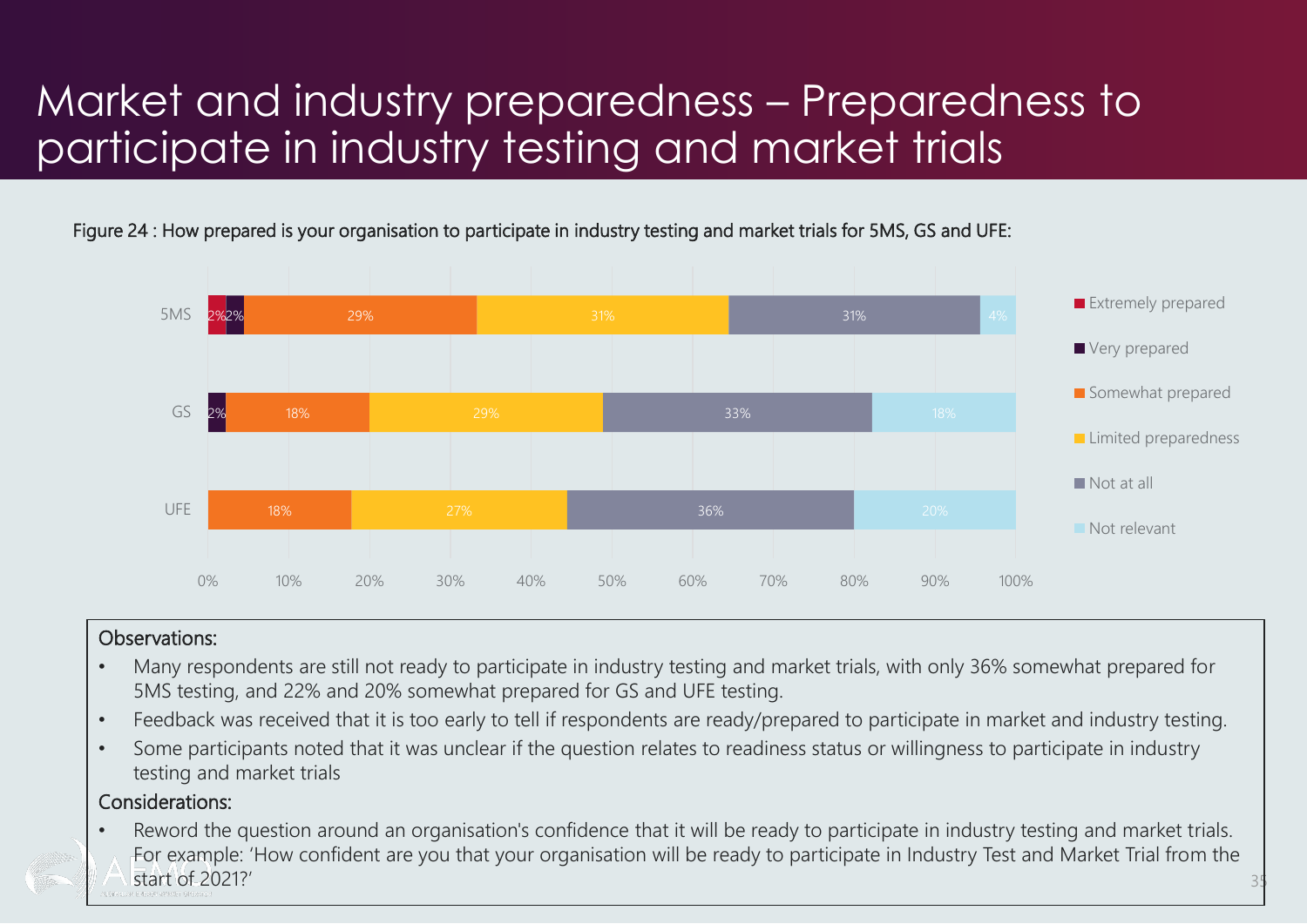# Market and industry preparedness – Preparedness to participate in industry testing and market trials

Figure 24 : How prepared is your organisation to participate in industry testing and market trials for 5MS, GS and UFE:

| | Extremely prepared | Very prepared | Somewhat prepared | Limited preparedness | Not at all | Not relevant |
|---|---|---|---|---|---|---|
| 5MS | 2% | 2% | 29% | 31% | 31% | 4% |
| GS | | 2% | 18% | 29% | 33% | 18% |
| UFE | | | 18% | 27% | 36% | 20% |

**Observations:**

- Many respondents are still not ready to participate in industry testing and market trials, with only 36% somewhat prepared for 5MS testing, and 22% and 20% somewhat prepared for GS and UFE testing.
- Feedback was received that it is too early to tell if respondents are ready/prepared to participate in market and industry testing.
- Some participants noted that it was unclear if the question relates to readiness status or willingness to participate in industry testing and market trials

**Considerations:**

- Reword the question around an organisation's confidence that it will be ready to participate in industry testing and market trials. For example: 'How confident are you that your organisation will be ready to participate in Industry Test and Market Trial from the start of 2021?'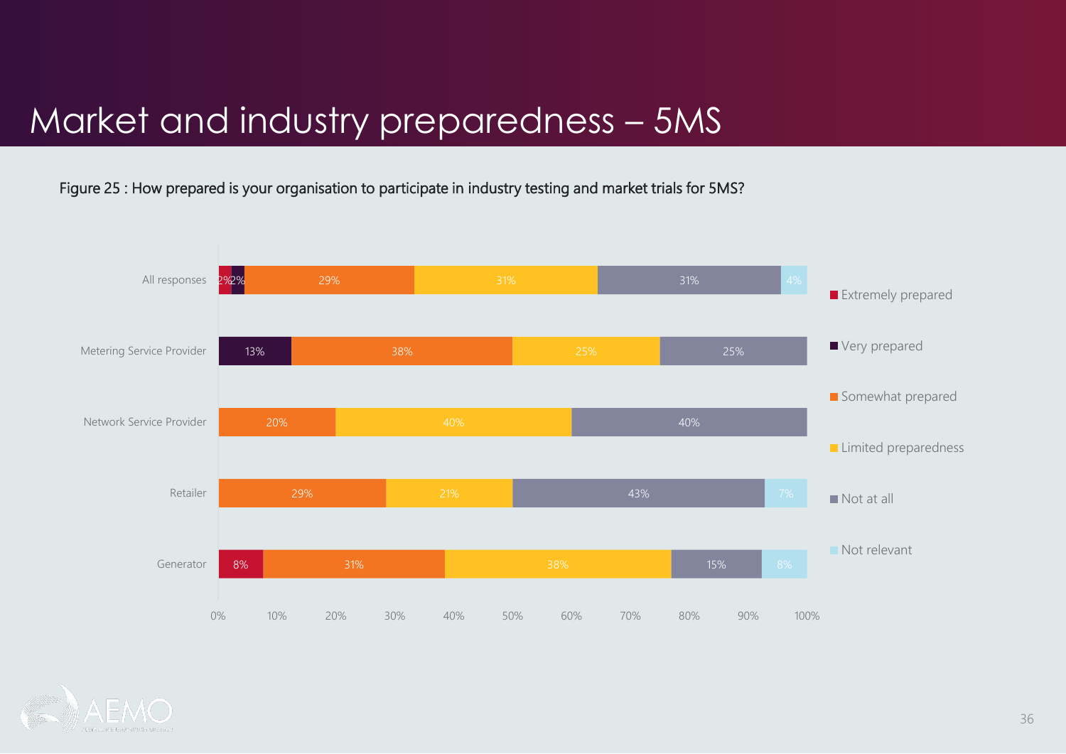# Market and industry preparedness – 5MS

Figure 25 : How prepared is your organisation to participate in industry testing and market trials for 5MS?

| | Extremely prepared | Very prepared | Somewhat prepared | Limited preparedness | Not at all | Not relevant |
|---|---|---|---|---|---|---|
| All responses | 2% | 2% | 29% | 31% | 31% | 4% |
| Metering Service Provider | | 13% | 38% | 25% | 25% | |
| Network Service Provider | | | 20% | 40% | 40% | |
| Retailer | | | 29% | 21% | 43% | 7% |
| Generator | 8% | | 31% | 38% | 15% | 8% |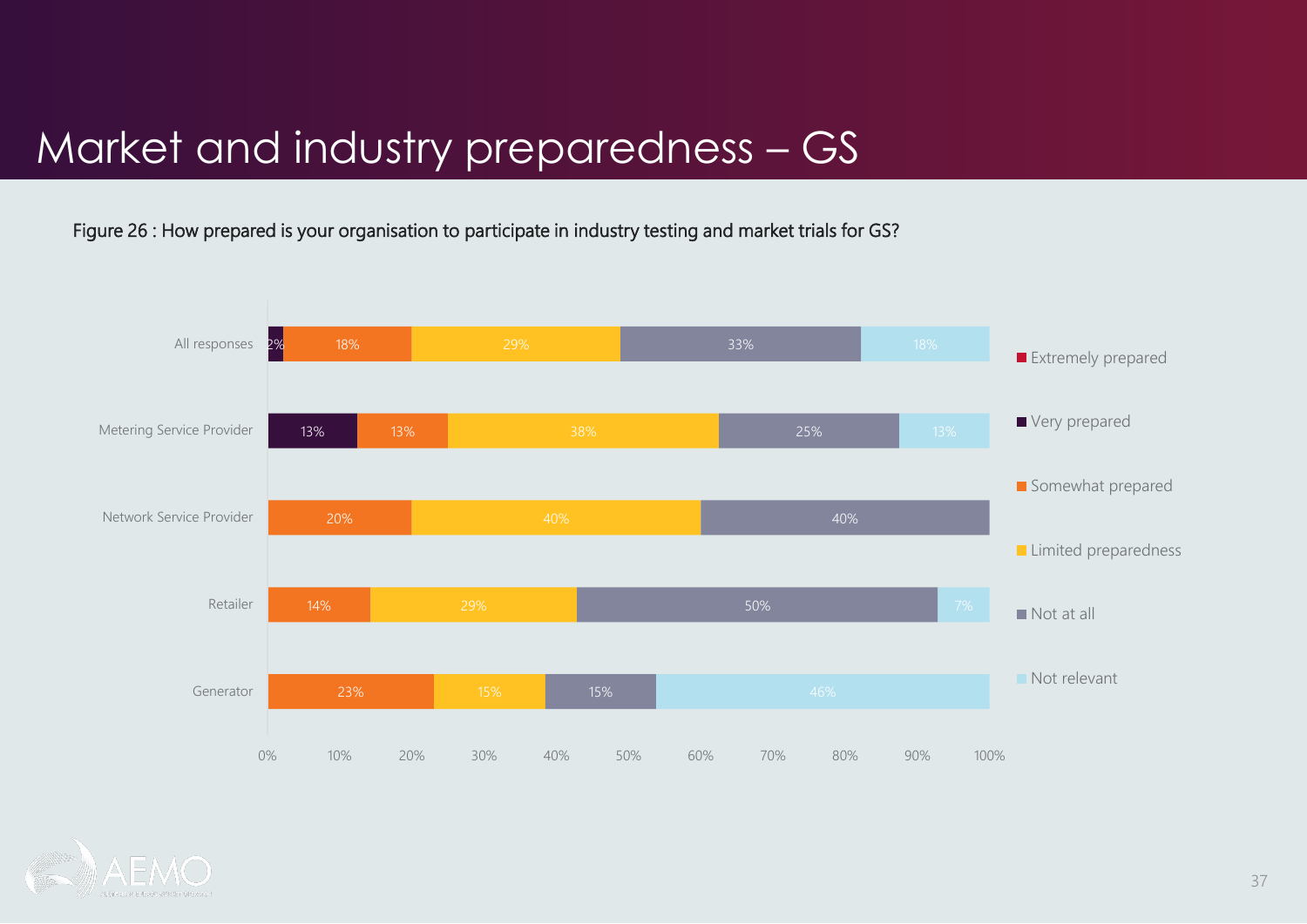# Market and industry preparedness – GS

Figure 26 : How prepared is your organisation to participate in industry testing and market trials for GS?

| | Extremely prepared | Very prepared | Somewhat prepared | Limited preparedness | Not at all | Not relevant |
|---|---|---|---|---|---|---|
| All responses | | 2% | 18% | 29% | 33% | 18% |
| Metering Service Provider | | 13% | 13% | 38% | 25% | 13% |
| Network Service Provider | | | 20% | 40% | 40% | |
| Retailer | | | 14% | 29% | 50% | 7% |
| Generator | | | 23% | 15% | 15% | 46% |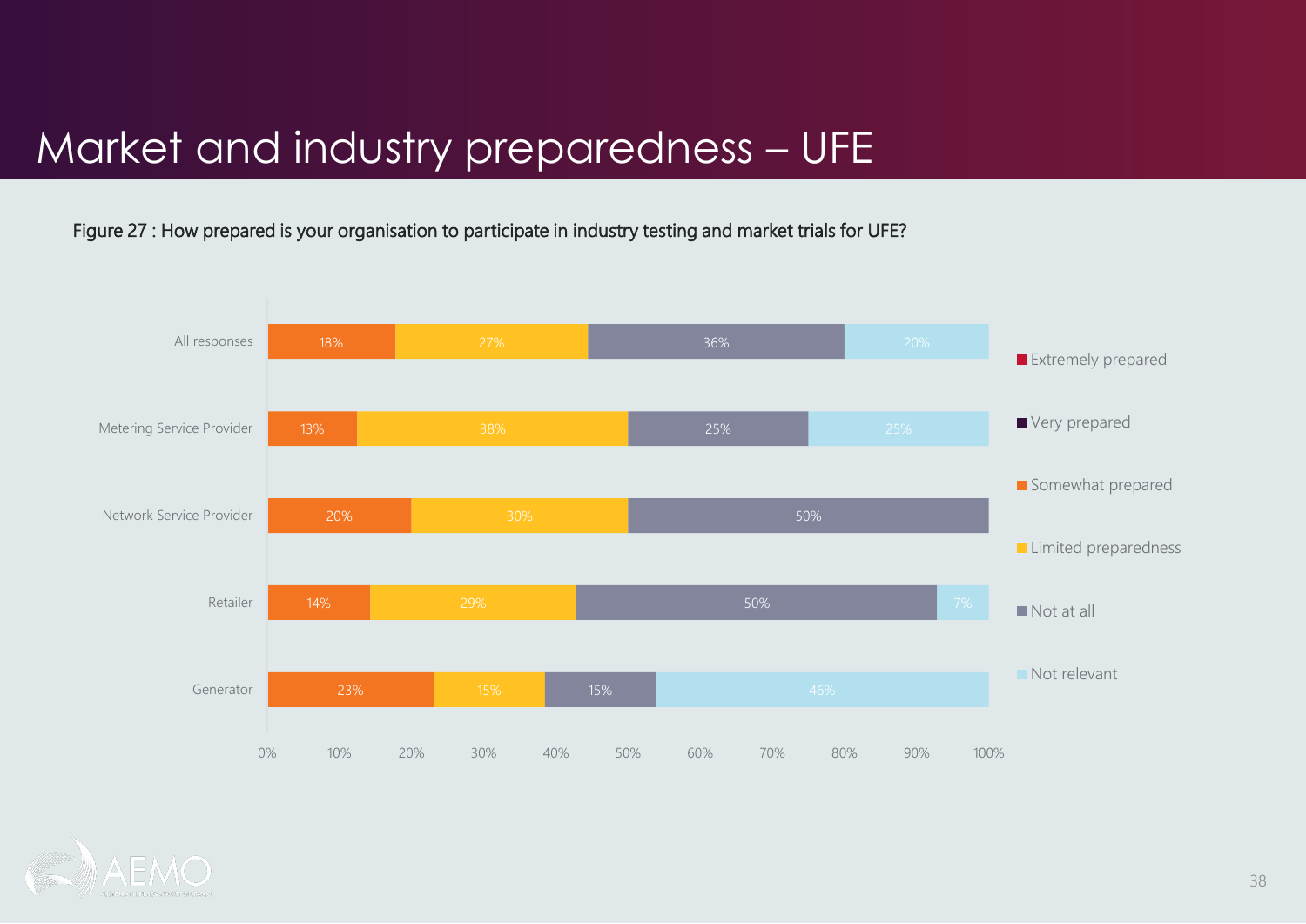# Market and industry preparedness – UFE

Figure 27 : How prepared is your organisation to participate in industry testing and market trials for UFE?

| | Extremely prepared | Very prepared | Somewhat prepared | Limited preparedness | Not at all | Not relevant |
|---|---|---|---|---|---|---|
| All responses | | | 18% | 27% | 36% | 20% |
| Metering Service Provider | | | 13% | 38% | 25% | 25% |
| Network Service Provider | | | 20% | 30% | 50% | |
| Retailer | | | 14% | 29% | 50% | 7% |
| Generator | | | 23% | 15% | 15% | 46% |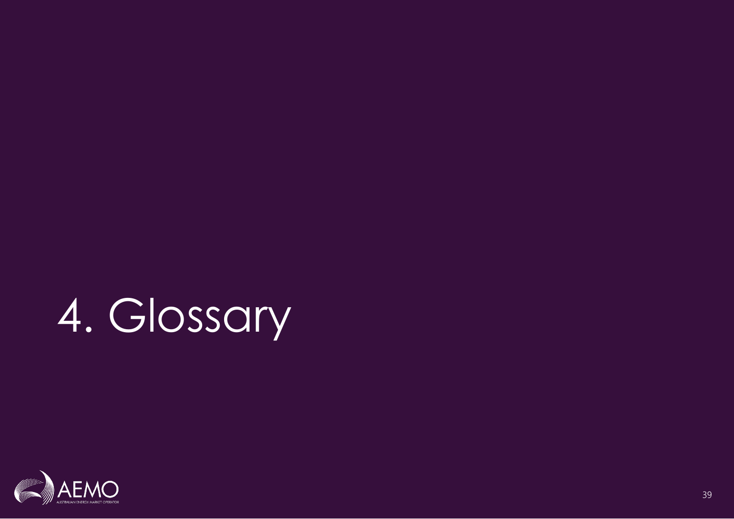# 4. Glossary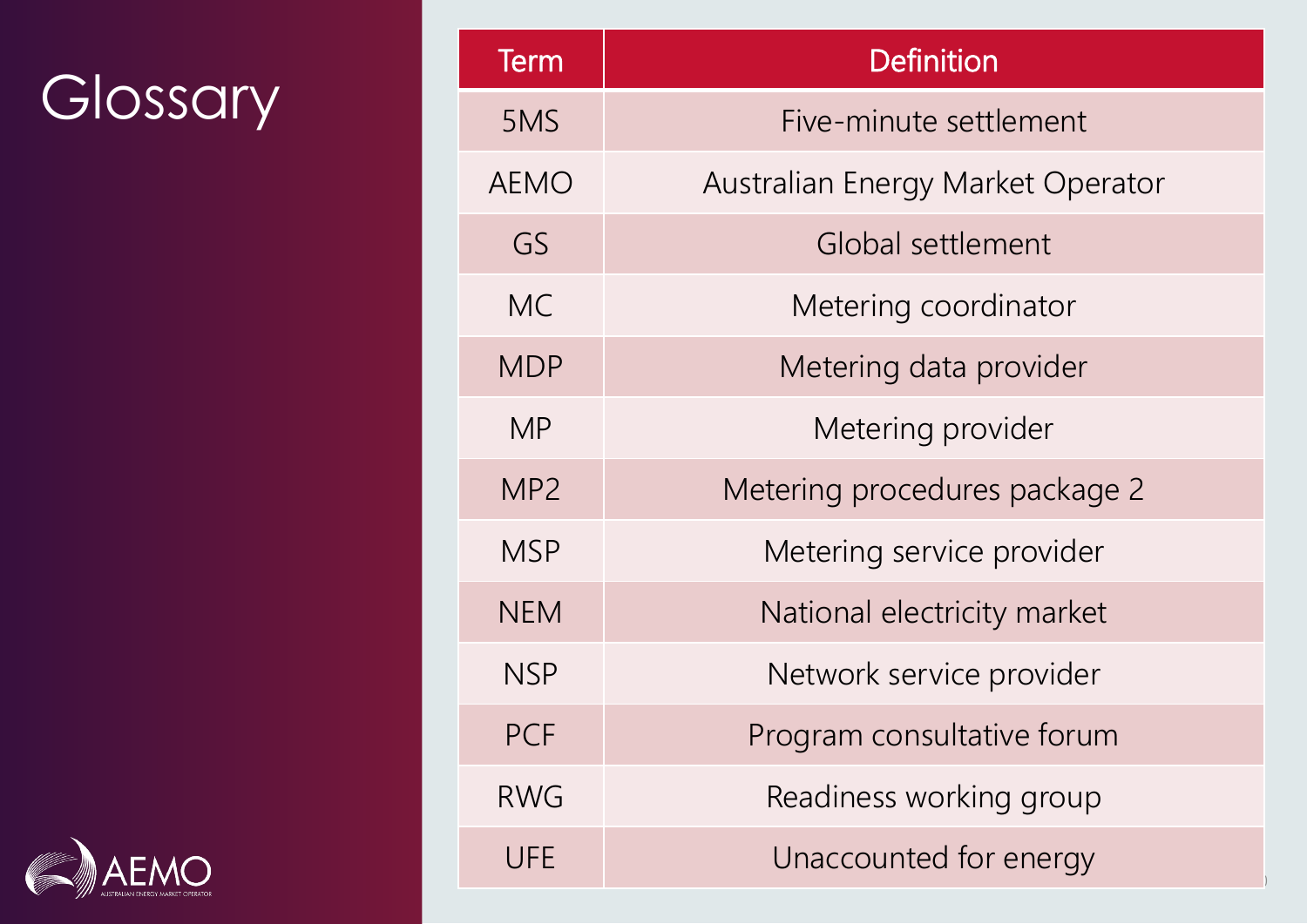# Glossary

| Term | Definition |
|---|---|
| 5MS | Five-minute settlement |
| AEMO | Australian Energy Market Operator |
| GS | Global settlement |
| MC | Metering coordinator |
| MDP | Metering data provider |
| MP | Metering provider |
| MP2 | Metering procedures package 2 |
| MSP | Metering service provider |
| NEM | National electricity market |
| NSP | Network service provider |
| PCF | Program consultative forum |
| RWG | Readiness working group |
| UFE | Unaccounted for energy |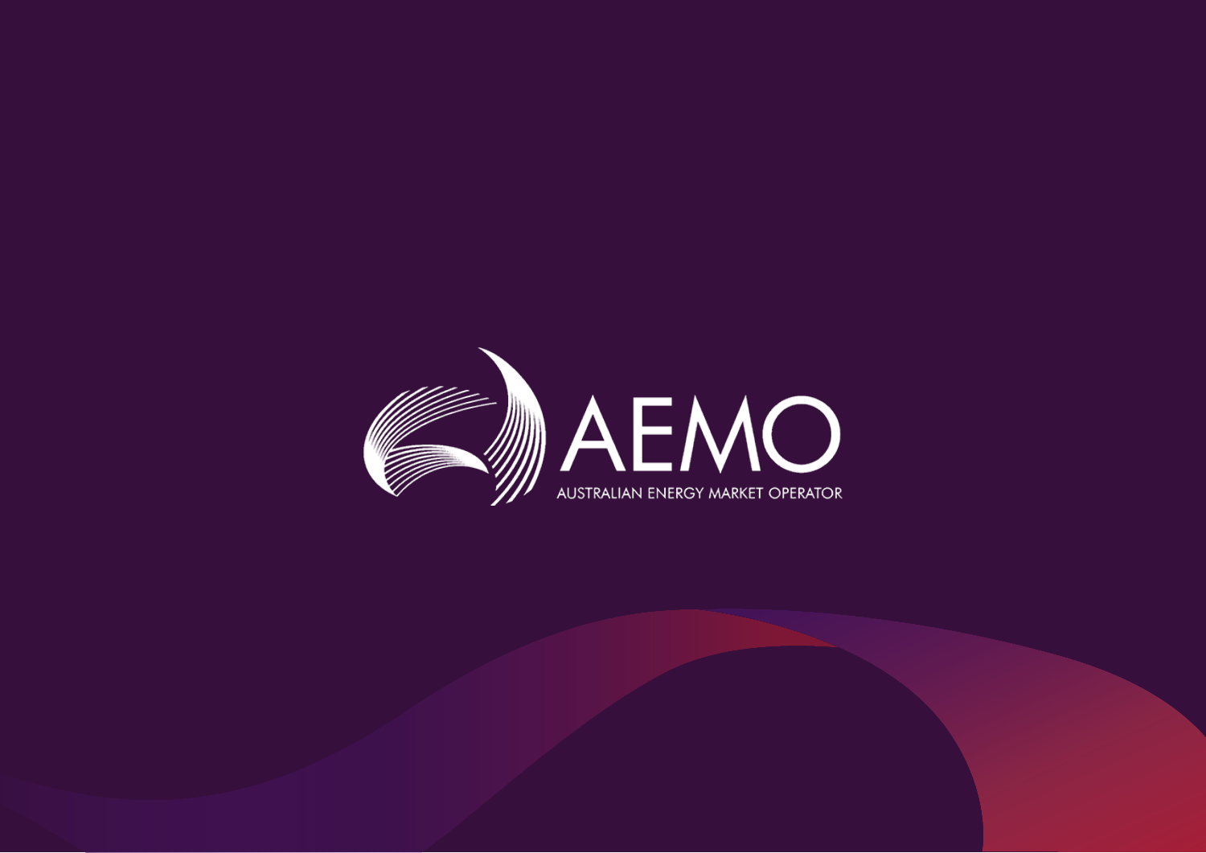AEMO

AUSTRALIAN ENERGY MARKET OPERATOR